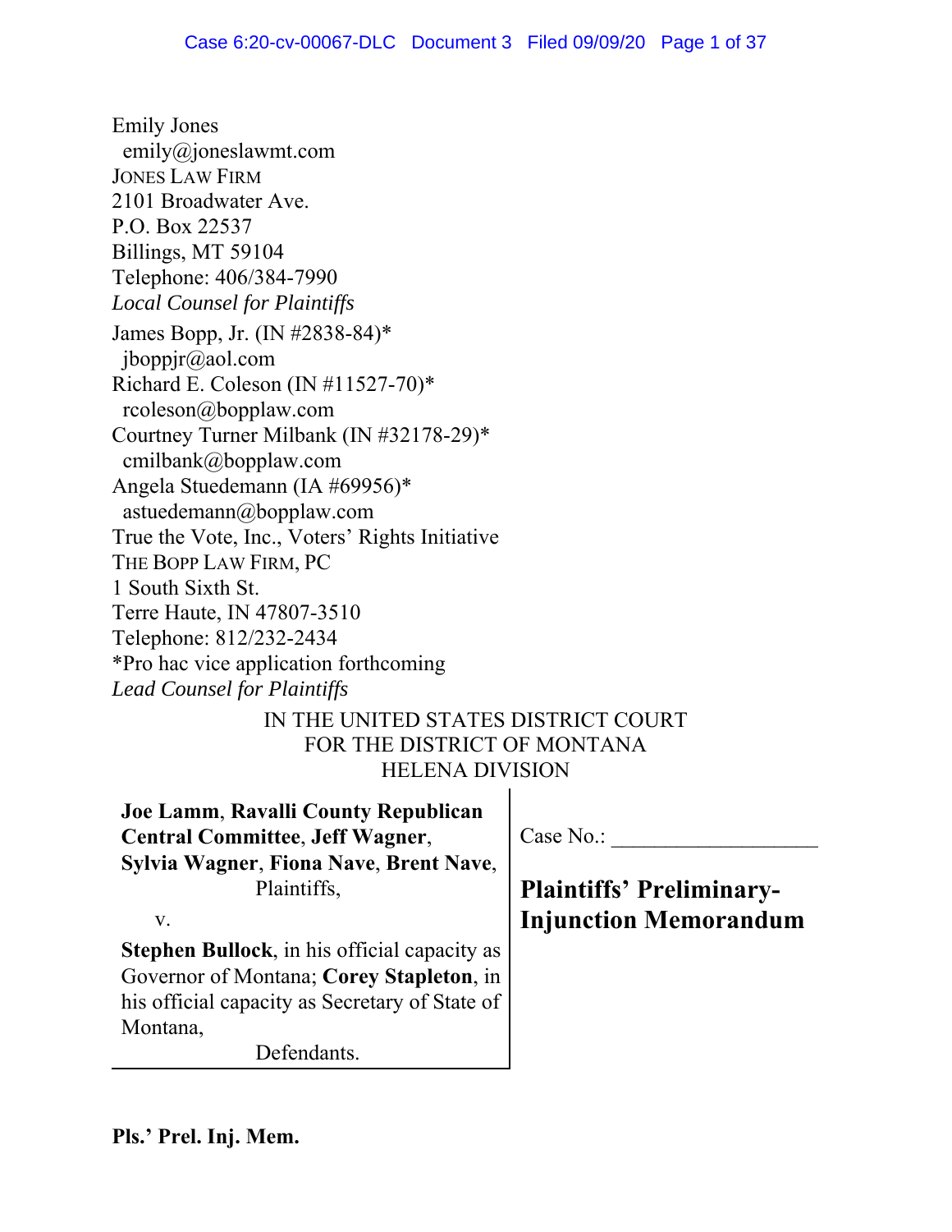Emily Jones
emily@joneslawmt.com
JONES LAW FIRM
2101 Broadwater Ave.
P.O. Box 22537
Billings, MT 59104
Telephone: 406/384-7990
*Local Counsel for Plaintiffs*

James Bopp, Jr. (IN #2838-84)*
jboppjr@aol.com
Richard E. Coleson (IN #11527-70)*
rcoleson@bopplaw.com
Courtney Turner Milbank (IN #32178-29)*
cmilbank@bopplaw.com
Angela Stuedemann (IA #69956)*
astuedemann@bopplaw.com
True the Vote, Inc., Voters' Rights Initiative
THE BOPP LAW FIRM, PC
1 South Sixth St.
Terre Haute, IN 47807-3510
Telephone: 812/232-2434
*Pro hac vice application forthcoming
*Lead Counsel for Plaintiffs*

IN THE UNITED STATES DISTRICT COURT
FOR THE DISTRICT OF MONTANA
HELENA DIVISION

| | |
|---|---|
| **Joe Lamm**, **Ravalli County Republican Central Committee**, **Jeff Wagner**, **Sylvia Wagner**, **Fiona Nave**, **Brent Nave**, Plaintiffs,<br><br>v.<br><br>**Stephen Bullock**, in his official capacity as Governor of Montana; **Corey Stapleton**, in his official capacity as Secretary of State of Montana,<br>Defendants. | Case No.: ___________________<br><br>**Plaintiffs' Preliminary-Injunction Memorandum** |

**Pls.' Prel. Inj. Mem.**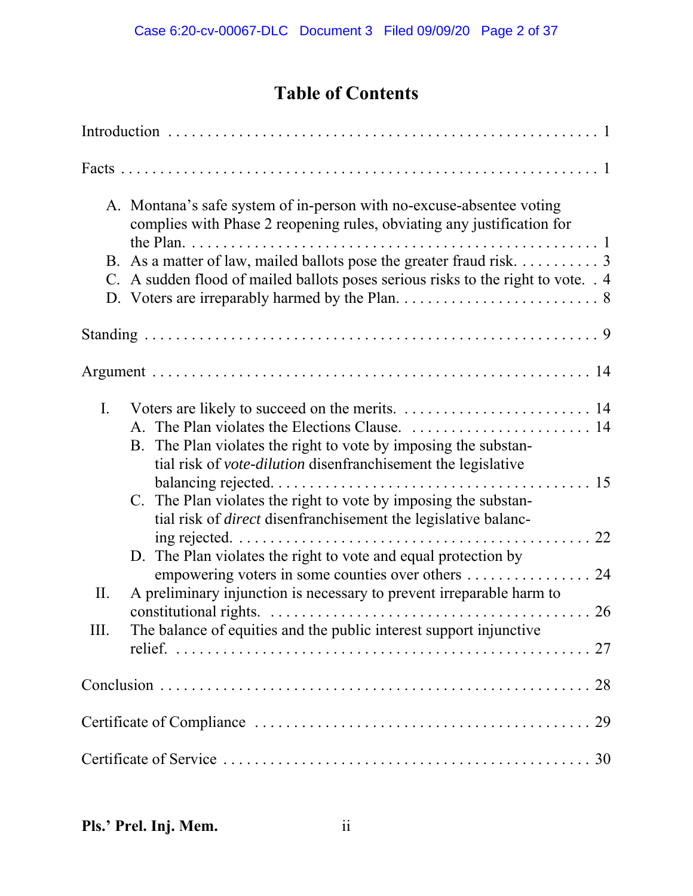# Table of Contents

Introduction . . . . . . . . . . . . . . . . . . . . . . . . . . . . . . . . . . . . . . . . . . . . . . . . . . . . . 1

Facts . . . . . . . . . . . . . . . . . . . . . . . . . . . . . . . . . . . . . . . . . . . . . . . . . . . . . . . . . . . 1

- A. Montana's safe system of in-person with no-excuse-absentee voting complies with Phase 2 reopening rules, obviating any justification for the Plan. . . . . . . . . . . . . . . . . . . . . . . . . . . . . . . . . . . . . . . . . . . . . . . . . . 1
- B. As a matter of law, mailed ballots pose the greater fraud risk. . . . . . . . . . . 3
- C. A sudden flood of mailed ballots poses serious risks to the right to vote. . 4
- D. Voters are irreparably harmed by the Plan. . . . . . . . . . . . . . . . . . . . . . . . . . 8

Standing . . . . . . . . . . . . . . . . . . . . . . . . . . . . . . . . . . . . . . . . . . . . . . . . . . . . . . . . . 9

Argument . . . . . . . . . . . . . . . . . . . . . . . . . . . . . . . . . . . . . . . . . . . . . . . . . . . . . . . 14

- I. Voters are likely to succeed on the merits. . . . . . . . . . . . . . . . . . . . . . . . . 14
  - A. The Plan violates the Elections Clause. . . . . . . . . . . . . . . . . . . . . . . . 14
  - B. The Plan violates the right to vote by imposing the substantial risk of *vote-dilution* disenfranchisement the legislative balancing rejected. . . . . . . . . . . . . . . . . . . . . . . . . . . . . . . . . . . . . . . . 15
  - C. The Plan violates the right to vote by imposing the substantial risk of *direct* disenfranchisement the legislative balancing rejected. . . . . . . . . . . . . . . . . . . . . . . . . . . . . . . . . . . . . . . . . . . . 22
  - D. The Plan violates the right to vote and equal protection by empowering voters in some counties over others . . . . . . . . . . . . . . . . 24
- II. A preliminary injunction is necessary to prevent irreparable harm to constitutional rights. . . . . . . . . . . . . . . . . . . . . . . . . . . . . . . . . . . . . . . . . . 26
- III. The balance of equities and the public interest support injunctive relief. . . . . . . . . . . . . . . . . . . . . . . . . . . . . . . . . . . . . . . . . . . . . . . . . . . . . 27

Conclusion . . . . . . . . . . . . . . . . . . . . . . . . . . . . . . . . . . . . . . . . . . . . . . . . . . . . . . 28

Certificate of Compliance . . . . . . . . . . . . . . . . . . . . . . . . . . . . . . . . . . . . . . . . . . . 29

Certificate of Service . . . . . . . . . . . . . . . . . . . . . . . . . . . . . . . . . . . . . . . . . . . . . . . 30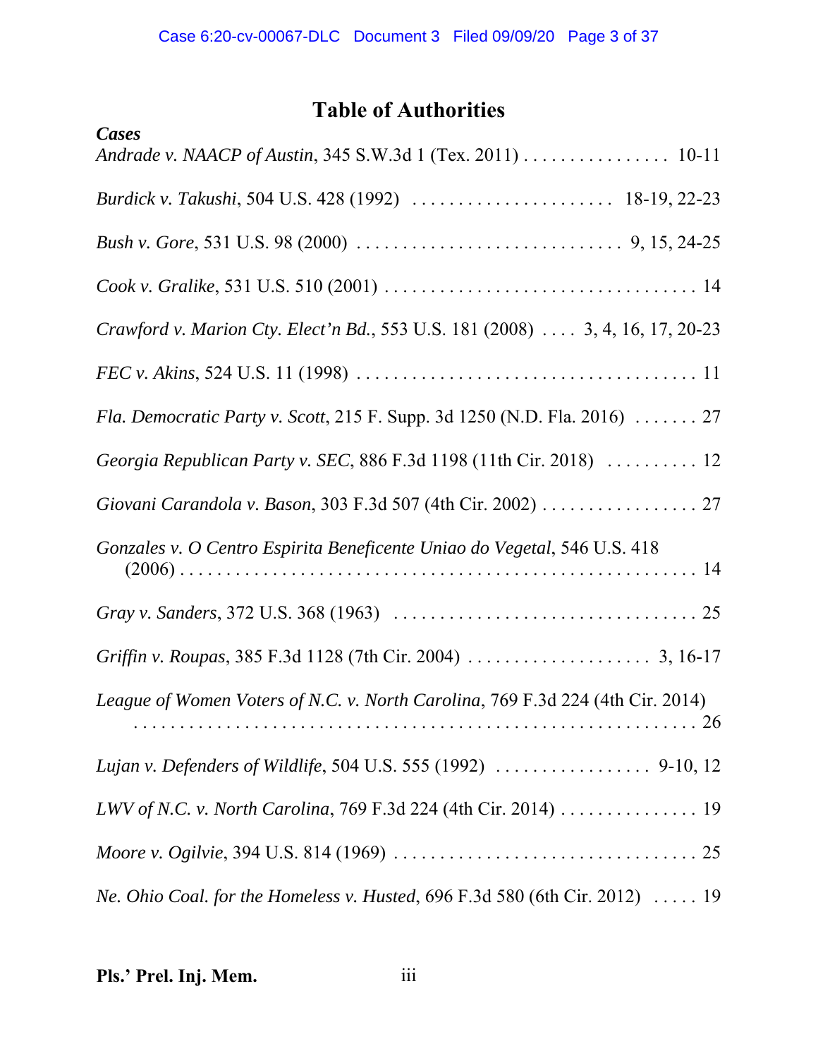# Table of Authorities

***Cases***

*Andrade v. NAACP of Austin*, 345 S.W.3d 1 (Tex. 2011) . . . . . . . . . . . . . . . . 10-11

*Burdick v. Takushi*, 504 U.S. 428 (1992) . . . . . . . . . . . . . . . . . . . . . . 18-19, 22-23

*Bush v. Gore*, 531 U.S. 98 (2000) . . . . . . . . . . . . . . . . . . . . . . . . . . . . 9, 15, 24-25

*Cook v. Gralike*, 531 U.S. 510 (2001) . . . . . . . . . . . . . . . . . . . . . . . . . . . . . . . . . 14

*Crawford v. Marion Cty. Elect'n Bd.*, 553 U.S. 181 (2008) . . . . 3, 4, 16, 17, 20-23

*FEC v. Akins*, 524 U.S. 11 (1998) . . . . . . . . . . . . . . . . . . . . . . . . . . . . . . . . . . . . 11

*Fla. Democratic Party v. Scott*, 215 F. Supp. 3d 1250 (N.D. Fla. 2016) . . . . . . . 27

*Georgia Republican Party v. SEC*, 886 F.3d 1198 (11th Cir. 2018) . . . . . . . . . . 12

*Giovani Carandola v. Bason*, 303 F.3d 507 (4th Cir. 2002) . . . . . . . . . . . . . . . . . 27

*Gonzales v. O Centro Espirita Beneficente Uniao do Vegetal*, 546 U.S. 418 (2006) . . . . . . . . . . . . . . . . . . . . . . . . . . . . . . . . . . . . . . . . . . . . . . . . . . . . . 14

*Gray v. Sanders*, 372 U.S. 368 (1963) . . . . . . . . . . . . . . . . . . . . . . . . . . . . . . . . . 25

*Griffin v. Roupas*, 385 F.3d 1128 (7th Cir. 2004) . . . . . . . . . . . . . . . . . . . . 3, 16-17

*League of Women Voters of N.C. v. North Carolina*, 769 F.3d 224 (4th Cir. 2014) . . . . . . . . . . . . . . . . . . . . . . . . . . . . . . . . . . . . . . . . . . . . . . . . . . . . . . . . . 26

*Lujan v. Defenders of Wildlife*, 504 U.S. 555 (1992) . . . . . . . . . . . . . . . . . 9-10, 12

*LWV of N.C. v. North Carolina*, 769 F.3d 224 (4th Cir. 2014) . . . . . . . . . . . . . . . 19

*Moore v. Ogilvie*, 394 U.S. 814 (1969) . . . . . . . . . . . . . . . . . . . . . . . . . . . . . . . . 25

*Ne. Ohio Coal. for the Homeless v. Husted*, 696 F.3d 580 (6th Cir. 2012) . . . . . 19

**Pls.' Prel. Inj. Mem.** iii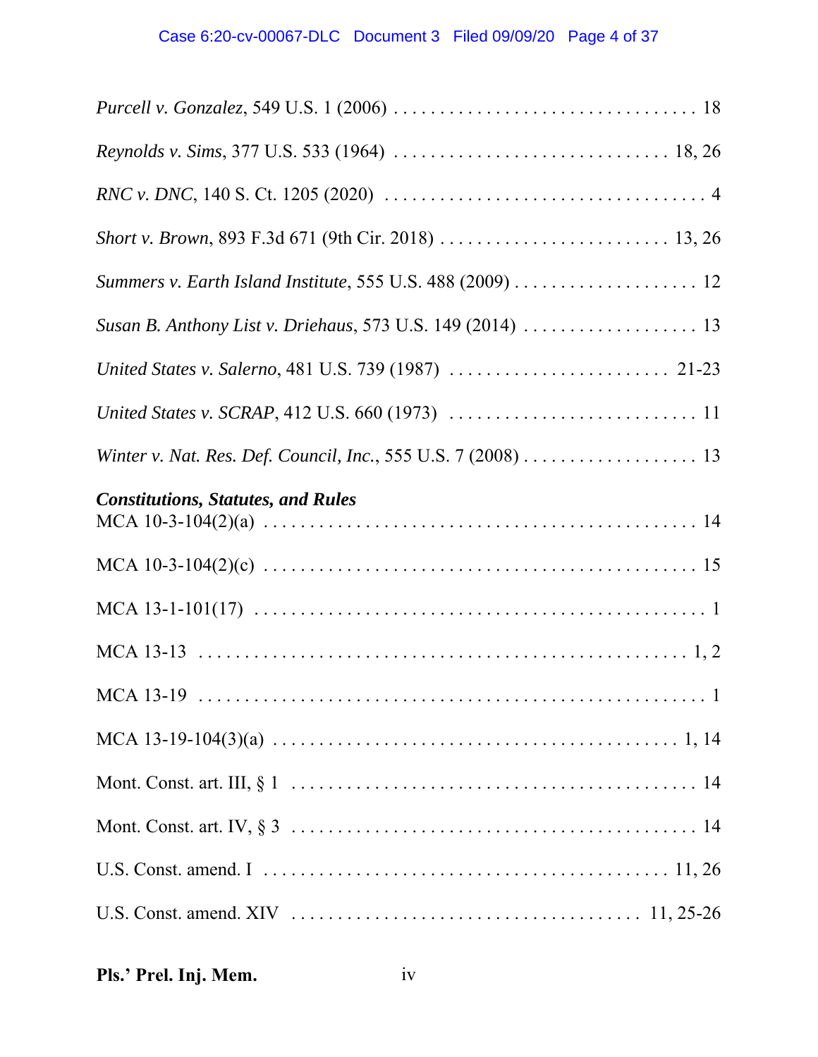*Purcell v. Gonzalez*, 549 U.S. 1 (2006) . . . . . . . . . . . . . . . . . . . . . . . . . . . . . . . . . 18

*Reynolds v. Sims*, 377 U.S. 533 (1964) . . . . . . . . . . . . . . . . . . . . . . . . . . . . . . 18, 26

*RNC v. DNC*, 140 S. Ct. 1205 (2020) . . . . . . . . . . . . . . . . . . . . . . . . . . . . . . . . . . . 4

*Short v. Brown*, 893 F.3d 671 (9th Cir. 2018) . . . . . . . . . . . . . . . . . . . . . . . . . 13, 26

*Summers v. Earth Island Institute*, 555 U.S. 488 (2009) . . . . . . . . . . . . . . . . . . . . 12

*Susan B. Anthony List v. Driehaus*, 573 U.S. 149 (2014) . . . . . . . . . . . . . . . . . . . 13

*United States v. Salerno*, 481 U.S. 739 (1987) . . . . . . . . . . . . . . . . . . . . . . . . 21-23

*United States v. SCRAP*, 412 U.S. 660 (1973) . . . . . . . . . . . . . . . . . . . . . . . . . . . 11

*Winter v. Nat. Res. Def. Council, Inc.*, 555 U.S. 7 (2008) . . . . . . . . . . . . . . . . . . . 13

***Constitutions, Statutes, and Rules***

MCA 10-3-104(2)(a) . . . . . . . . . . . . . . . . . . . . . . . . . . . . . . . . . . . . . . . . . . . . . . 14

MCA 10-3-104(2)(c) . . . . . . . . . . . . . . . . . . . . . . . . . . . . . . . . . . . . . . . . . . . . . . 15

MCA 13-1-101(17) . . . . . . . . . . . . . . . . . . . . . . . . . . . . . . . . . . . . . . . . . . . . . . . . 1

MCA 13-13 . . . . . . . . . . . . . . . . . . . . . . . . . . . . . . . . . . . . . . . . . . . . . . . . . . . . 1, 2

MCA 13-19 . . . . . . . . . . . . . . . . . . . . . . . . . . . . . . . . . . . . . . . . . . . . . . . . . . . . . . 1

MCA 13-19-104(3)(a) . . . . . . . . . . . . . . . . . . . . . . . . . . . . . . . . . . . . . . . . . . . . 1, 14

Mont. Const. art. III, § 1 . . . . . . . . . . . . . . . . . . . . . . . . . . . . . . . . . . . . . . . . . . . . 14

Mont. Const. art. IV, § 3 . . . . . . . . . . . . . . . . . . . . . . . . . . . . . . . . . . . . . . . . . . . . 14

U.S. Const. amend. I . . . . . . . . . . . . . . . . . . . . . . . . . . . . . . . . . . . . . . . . . . . . 11, 26

U.S. Const. amend. XIV . . . . . . . . . . . . . . . . . . . . . . . . . . . . . . . . . . . . . . . . 11, 25-26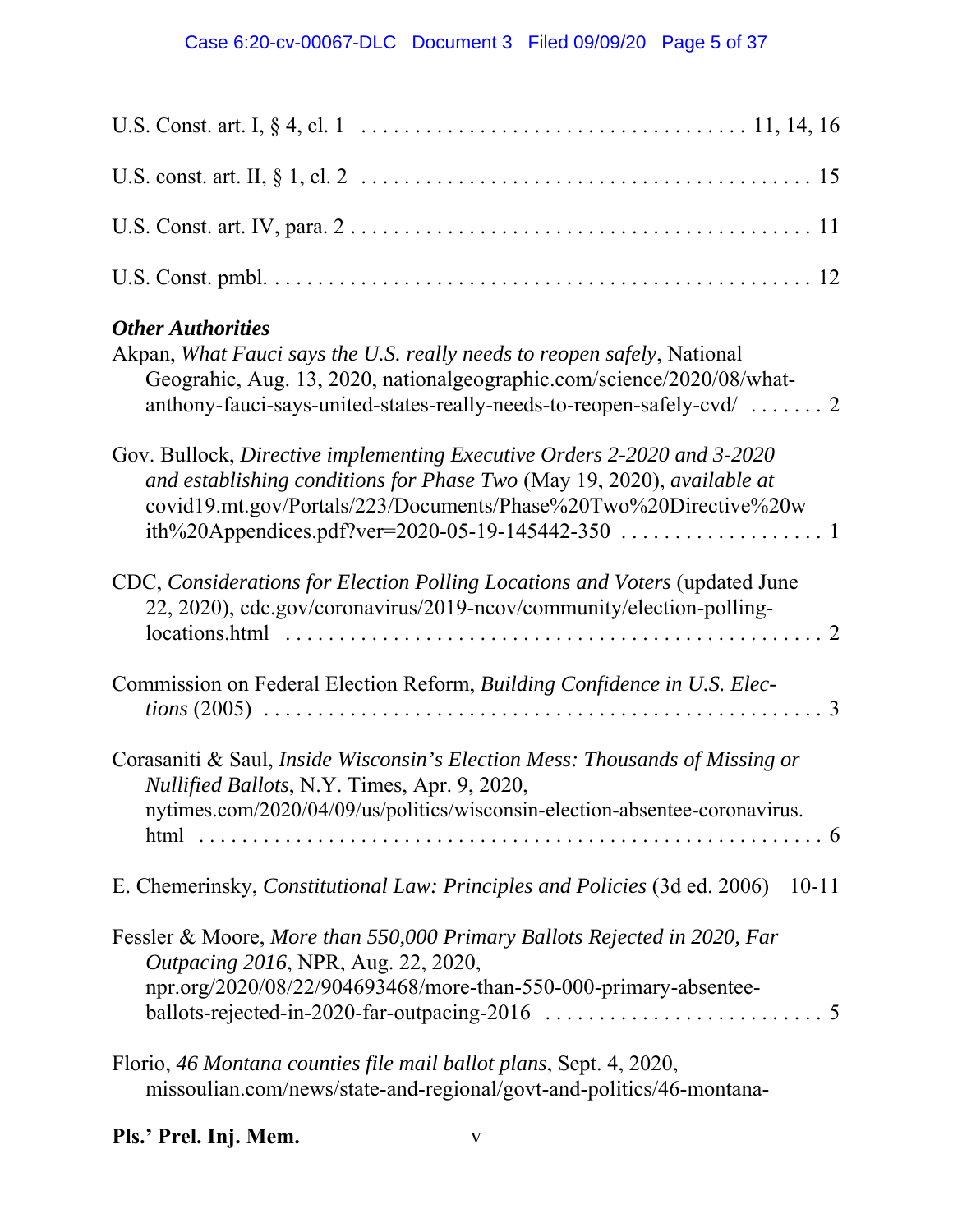U.S. Const. art. I, § 4, cl. 1 . . . . . . . . . . . . . . . . . . . . . . . . . . . . . . . . . . . 11, 14, 16

U.S. const. art. II, § 1, cl. 2 . . . . . . . . . . . . . . . . . . . . . . . . . . . . . . . . . . . . . . . . . . 15

U.S. Const. art. IV, para. 2 . . . . . . . . . . . . . . . . . . . . . . . . . . . . . . . . . . . . . . . . . . . 11

U.S. Const. pmbl. . . . . . . . . . . . . . . . . . . . . . . . . . . . . . . . . . . . . . . . . . . . . . . . . . 12

***Other Authorities***

Akpan, *What Fauci says the U.S. really needs to reopen safely*, National Geograhic, Aug. 13, 2020, nationalgeographic.com/science/2020/08/what-anthony-fauci-says-united-states-really-needs-to-reopen-safely-cvd/ . . . . . . . 2

Gov. Bullock, *Directive implementing Executive Orders 2-2020 and 3-2020 and establishing conditions for Phase Two* (May 19, 2020), *available at* covid19.mt.gov/Portals/223/Documents/Phase%20Two%20Directive%20with%20Appendices.pdf?ver=2020-05-19-145442-350 . . . . . . . . . . . . . . . . . . . 1

CDC, *Considerations for Election Polling Locations and Voters* (updated June 22, 2020), cdc.gov/coronavirus/2019-ncov/community/election-polling-locations.html . . . . . . . . . . . . . . . . . . . . . . . . . . . . . . . . . . . . . . . . . . . . . . . . . 2

Commission on Federal Election Reform, *Building Confidence in U.S. Elections* (2005) . . . . . . . . . . . . . . . . . . . . . . . . . . . . . . . . . . . . . . . . . . . . . . . . . . 3

Corasaniti & Saul, *Inside Wisconsin's Election Mess: Thousands of Missing or Nullified Ballots*, N.Y. Times, Apr. 9, 2020, nytimes.com/2020/04/09/us/politics/wisconsin-election-absentee-coronavirus.html . . . . . . . . . . . . . . . . . . . . . . . . . . . . . . . . . . . . . . . . . . . . . . . . . . . . . 6

E. Chemerinsky, *Constitutional Law: Principles and Policies* (3d ed. 2006) 10-11

Fessler & Moore, *More than 550,000 Primary Ballots Rejected in 2020, Far Outpacing 2016*, NPR, Aug. 22, 2020, npr.org/2020/08/22/904693468/more-than-550-000-primary-absentee-ballots-rejected-in-2020-far-outpacing-2016 . . . . . . . . . . . . . . . . . . . . . . . . . . 5

Florio, *46 Montana counties file mail ballot plans*, Sept. 4, 2020, missoulian.com/news/state-and-regional/govt-and-politics/46-montana-

**Pls.' Prel. Inj. Mem.**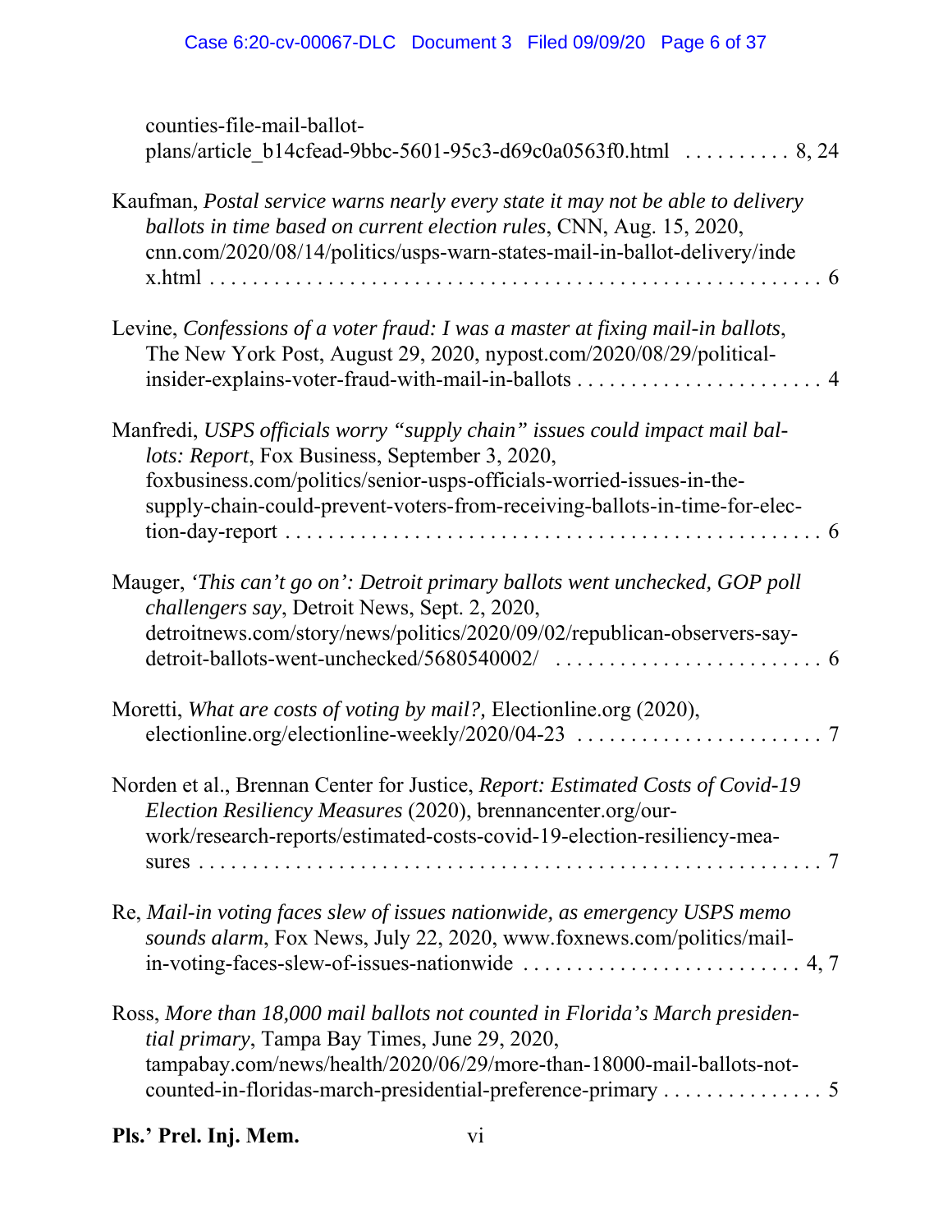counties-file-mail-ballot-plans/article_b14cfead-9bbc-5601-95c3-d69c0a0563f0.html . . . . . . . . . . 8, 24

Kaufman, *Postal service warns nearly every state it may not be able to delivery ballots in time based on current election rules*, CNN, Aug. 15, 2020, cnn.com/2020/08/14/politics/usps-warn-states-mail-in-ballot-delivery/index.html . . . . . . . . . . . . . . . . . . . . . . . . . . . . . . . . . . . . . . . . . . . . . . . . . . . . . . 6

Levine, *Confessions of a voter fraud: I was a master at fixing mail-in ballots*, The New York Post, August 29, 2020, nypost.com/2020/08/29/political-insider-explains-voter-fraud-with-mail-in-ballots . . . . . . . . . . . . . . . . . . . . . . 4

Manfredi, *USPS officials worry "supply chain" issues could impact mail ballots: Report*, Fox Business, September 3, 2020, foxbusiness.com/politics/senior-usps-officials-worried-issues-in-the-supply-chain-could-prevent-voters-from-receiving-ballots-in-time-for-election-day-report . . . . . . . . . . . . . . . . . . . . . . . . . . . . . . . . . . . . . . . . . . . . . . . . . 6

Mauger, *'This can't go on': Detroit primary ballots went unchecked, GOP poll challengers say*, Detroit News, Sept. 2, 2020, detroitnews.com/story/news/politics/2020/09/02/republican-observers-say-detroit-ballots-went-unchecked/5680540002/ . . . . . . . . . . . . . . . . . . . . . . . . . 6

Moretti, *What are costs of voting by mail?,* Electionline.org (2020), electionline.org/electionline-weekly/2020/04-23 . . . . . . . . . . . . . . . . . . . . . . . 7

Norden et al., Brennan Center for Justice, *Report: Estimated Costs of Covid-19 Election Resiliency Measures* (2020), brennancenter.org/our-work/research-reports/estimated-costs-covid-19-election-resiliency-measures . . . . . . . . . . . . . . . . . . . . . . . . . . . . . . . . . . . . . . . . . . . . . . . . . . . . . . . . . 7

Re, *Mail-in voting faces slew of issues nationwide, as emergency USPS memo sounds alarm*, Fox News, July 22, 2020, www.foxnews.com/politics/mail-in-voting-faces-slew-of-issues-nationwide . . . . . . . . . . . . . . . . . . . . . . . . . . 4, 7

Ross, *More than 18,000 mail ballots not counted in Florida's March presidential primary*, Tampa Bay Times, June 29, 2020, tampabay.com/news/health/2020/06/29/more-than-18000-mail-ballots-not-counted-in-floridas-march-presidential-preference-primary . . . . . . . . . . . . . . . 5

**Pls.' Prel. Inj. Mem.**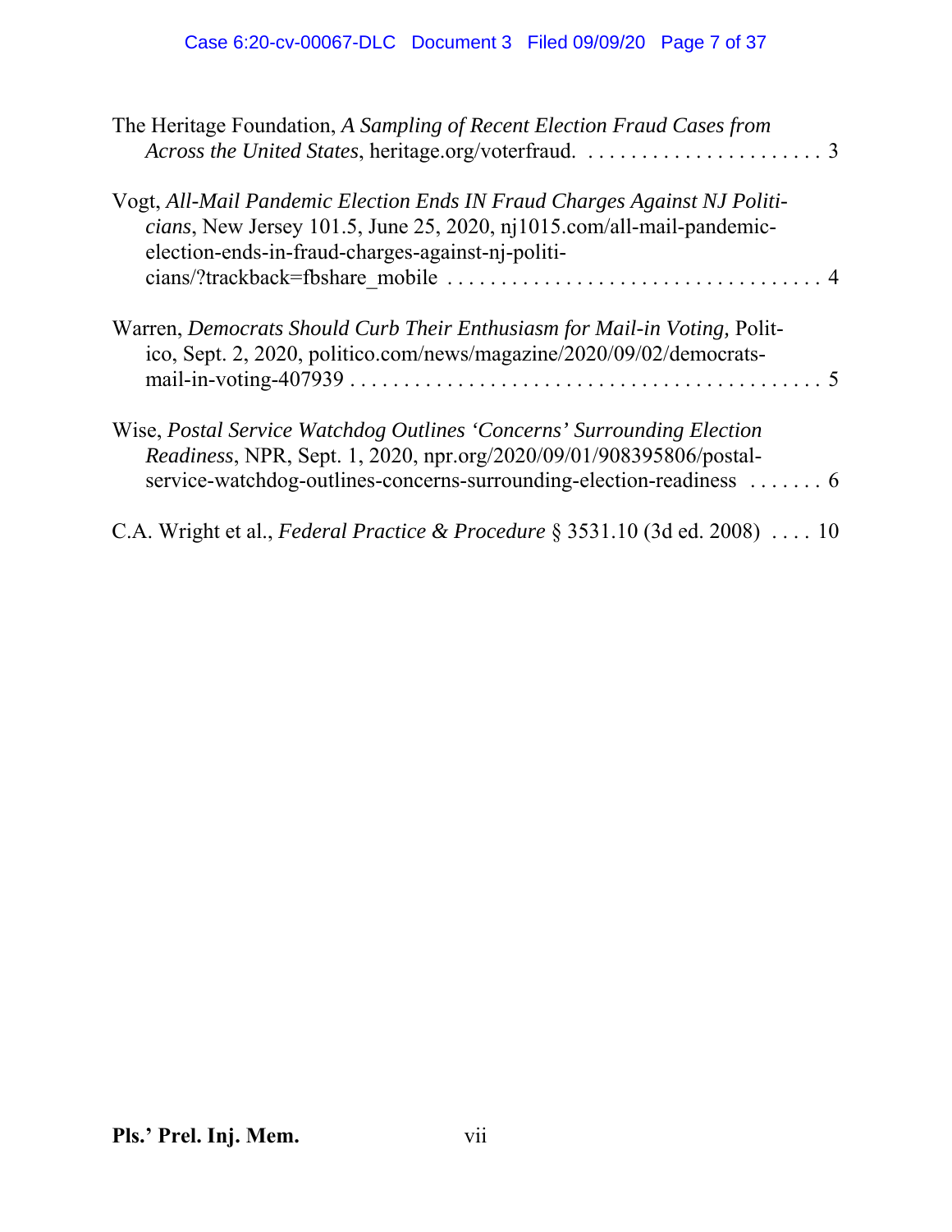The Heritage Foundation, *A Sampling of Recent Election Fraud Cases from Across the United States*, heritage.org/voterfraud. . . . . . . . . . . . . . . . . . . . . . . 3

Vogt, *All-Mail Pandemic Election Ends IN Fraud Charges Against NJ Politicians*, New Jersey 101.5, June 25, 2020, nj1015.com/all-mail-pandemic-election-ends-in-fraud-charges-against-nj-politicians/?trackback=fbshare_mobile . . . . . . . . . . . . . . . . . . . . . . . . . . . . . . . . . . 4

Warren, *Democrats Should Curb Their Enthusiasm for Mail-in Voting,* Politico, Sept. 2, 2020, politico.com/news/magazine/2020/09/02/democrats-mail-in-voting-407939 . . . . . . . . . . . . . . . . . . . . . . . . . . . . . . . . . . . . . . . . . 5

Wise, *Postal Service Watchdog Outlines 'Concerns' Surrounding Election Readiness*, NPR, Sept. 1, 2020, npr.org/2020/09/01/908395806/postal-service-watchdog-outlines-concerns-surrounding-election-readiness . . . . . . . 6

C.A. Wright et al., *Federal Practice & Procedure* § 3531.10 (3d ed. 2008) . . . . 10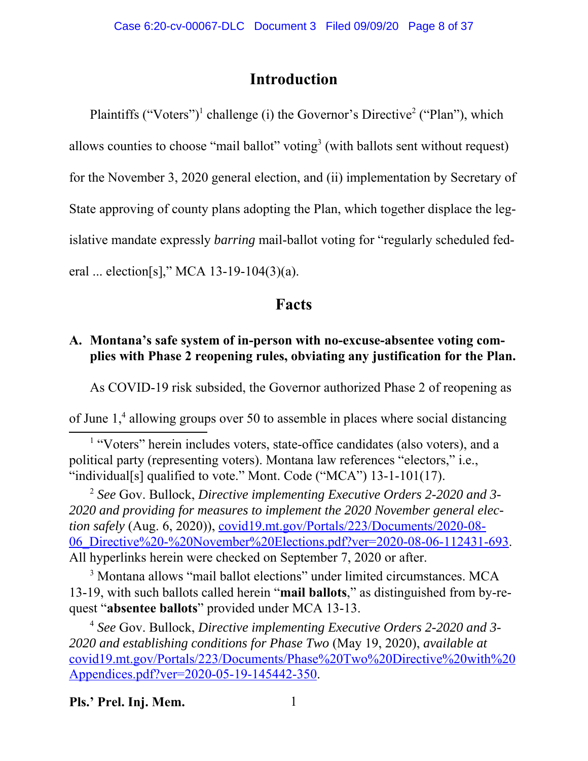# Introduction

Plaintiffs ("Voters")[1] challenge (i) the Governor's Directive[2] ("Plan"), which allows counties to choose "mail ballot" voting[3] (with ballots sent without request) for the November 3, 2020 general election, and (ii) implementation by Secretary of State approving of county plans adopting the Plan, which together displace the legislative mandate expressly *barring* mail-ballot voting for "regularly scheduled federal ... election[s]," MCA 13-19-104(3)(a).

# Facts

### A. Montana's safe system of in-person with no-excuse-absentee voting complies with Phase 2 reopening rules, obviating any justification for the Plan.

As COVID-19 risk subsided, the Governor authorized Phase 2 of reopening as of June 1,[4] allowing groups over 50 to assemble in places where social distancing

---

[1] "Voters" herein includes voters, state-office candidates (also voters), and a political party (representing voters). Montana law references "electors," i.e., "individual[s] qualified to vote." Mont. Code ("MCA") 13-1-101(17).

[2] *See* Gov. Bullock, *Directive implementing Executive Orders 2-2020 and 3-2020 and providing for measures to implement the 2020 November general election safely* (Aug. 6, 2020)), covid19.mt.gov/Portals/223/Documents/2020-08-06_Directive%20-%20November%20Elections.pdf?ver=2020-08-06-112431-693. All hyperlinks herein were checked on September 7, 2020 or after.

[3] Montana allows "mail ballot elections" under limited circumstances. MCA 13-19, with such ballots called herein "**mail ballots**," as distinguished from by-request "**absentee ballots**" provided under MCA 13-13.

[4] *See* Gov. Bullock, *Directive implementing Executive Orders 2-2020 and 3-2020 and establishing conditions for Phase Two* (May 19, 2020), *available at* covid19.mt.gov/Portals/223/Documents/Phase%20Two%20Directive%20with%20Appendices.pdf?ver=2020-05-19-145442-350.

**Pls.' Prel. Inj. Mem.**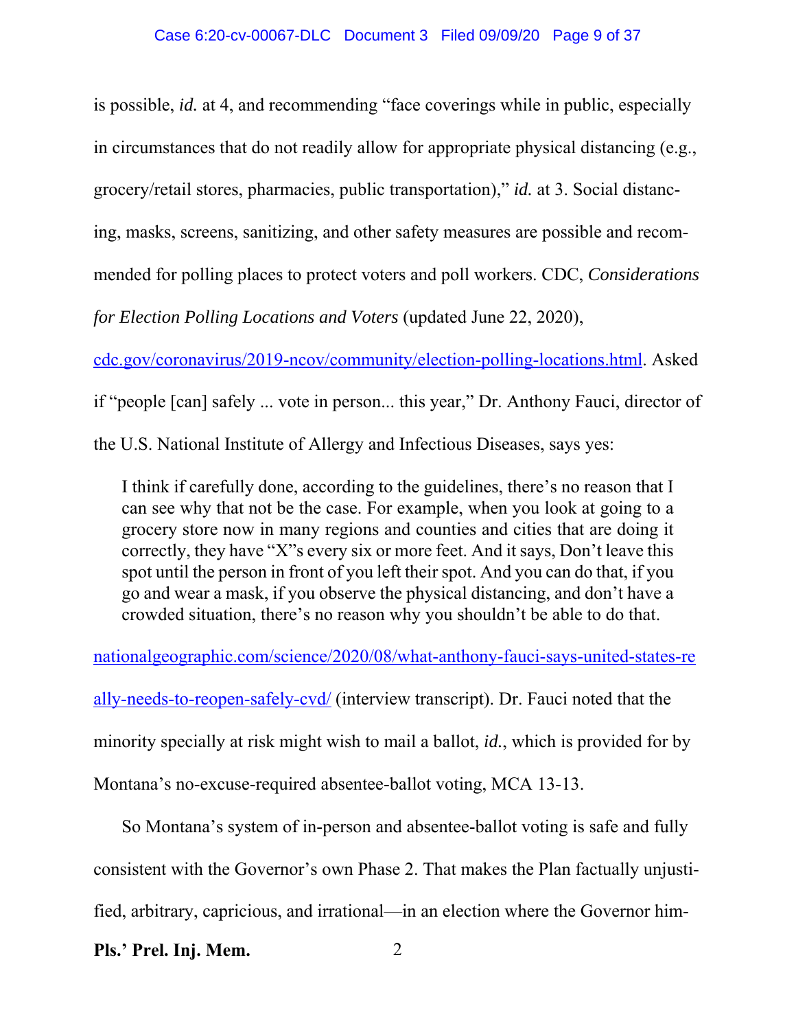is possible, *id.* at 4, and recommending "face coverings while in public, especially in circumstances that do not readily allow for appropriate physical distancing (e.g., grocery/retail stores, pharmacies, public transportation)," *id.* at 3. Social distancing, masks, screens, sanitizing, and other safety measures are possible and recommended for polling places to protect voters and poll workers. CDC, *Considerations for Election Polling Locations and Voters* (updated June 22, 2020), cdc.gov/coronavirus/2019-ncov/community/election-polling-locations.html. Asked if "people [can] safely ... vote in person... this year," Dr. Anthony Fauci, director of the U.S. National Institute of Allergy and Infectious Diseases, says yes:

> I think if carefully done, according to the guidelines, there's no reason that I can see why that not be the case. For example, when you look at going to a grocery store now in many regions and counties and cities that are doing it correctly, they have "X"s every six or more feet. And it says, Don't leave this spot until the person in front of you left their spot. And you can do that, if you go and wear a mask, if you observe the physical distancing, and don't have a crowded situation, there's no reason why you shouldn't be able to do that.

nationalgeographic.com/science/2020/08/what-anthony-fauci-says-united-states-really-needs-to-reopen-safely-cvd/ (interview transcript). Dr. Fauci noted that the minority specially at risk might wish to mail a ballot, *id.*, which is provided for by Montana's no-excuse-required absentee-ballot voting, MCA 13-13.

So Montana's system of in-person and absentee-ballot voting is safe and fully consistent with the Governor's own Phase 2. That makes the Plan factually unjustified, arbitrary, capricious, and irrational—in an election where the Governor him-

**Pls.' Prel. Inj. Mem.**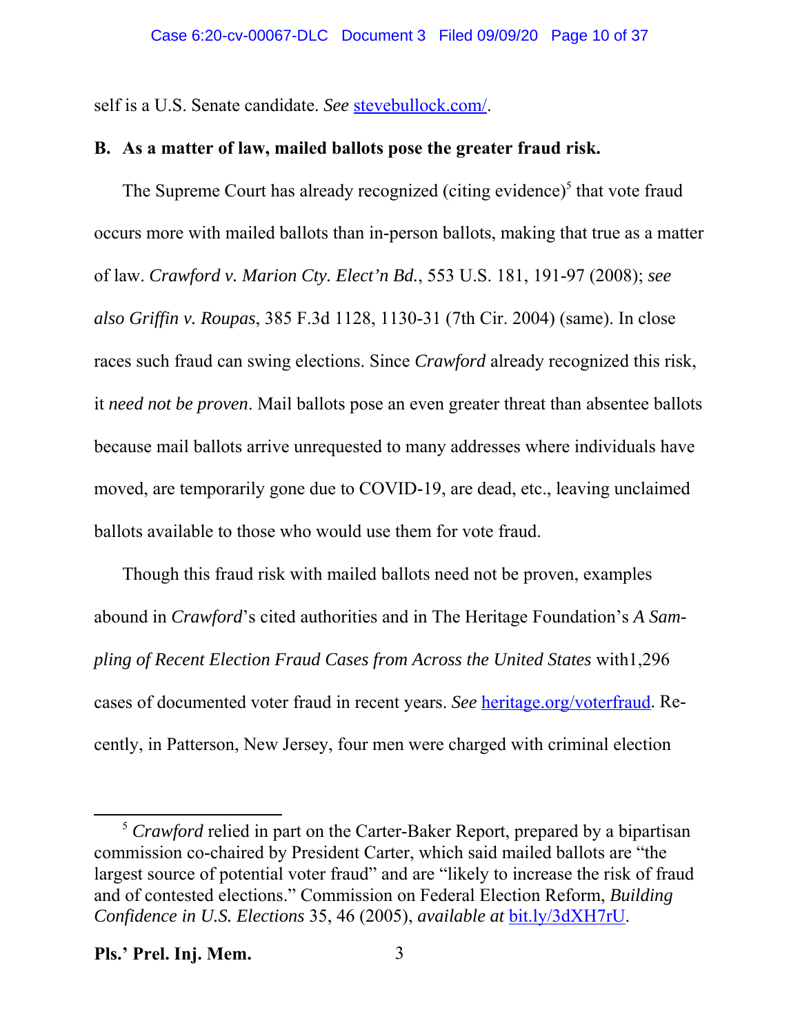self is a U.S. Senate candidate. *See* stevebullock.com/.

**B. As a matter of law, mailed ballots pose the greater fraud risk.**

The Supreme Court has already recognized (citing evidence)[5] that vote fraud occurs more with mailed ballots than in-person ballots, making that true as a matter of law. *Crawford v. Marion Cty. Elect'n Bd.*, 553 U.S. 181, 191-97 (2008); *see also Griffin v. Roupas*, 385 F.3d 1128, 1130-31 (7th Cir. 2004) (same). In close races such fraud can swing elections. Since *Crawford* already recognized this risk, it *need not be proven*. Mail ballots pose an even greater threat than absentee ballots because mail ballots arrive unrequested to many addresses where individuals have moved, are temporarily gone due to COVID-19, are dead, etc., leaving unclaimed ballots available to those who would use them for vote fraud.

Though this fraud risk with mailed ballots need not be proven, examples abound in *Crawford*'s cited authorities and in The Heritage Foundation's *A Sampling of Recent Election Fraud Cases from Across the United States* with1,296 cases of documented voter fraud in recent years. *See* heritage.org/voterfraud. Recently, in Patterson, New Jersey, four men were charged with criminal election

---

[5] *Crawford* relied in part on the Carter-Baker Report, prepared by a bipartisan commission co-chaired by President Carter, which said mailed ballots are "the largest source of potential voter fraud" and are "likely to increase the risk of fraud and of contested elections." Commission on Federal Election Reform, *Building Confidence in U.S. Elections* 35, 46 (2005), *available at* bit.ly/3dXH7rU.

**Pls.' Prel. Inj. Mem.**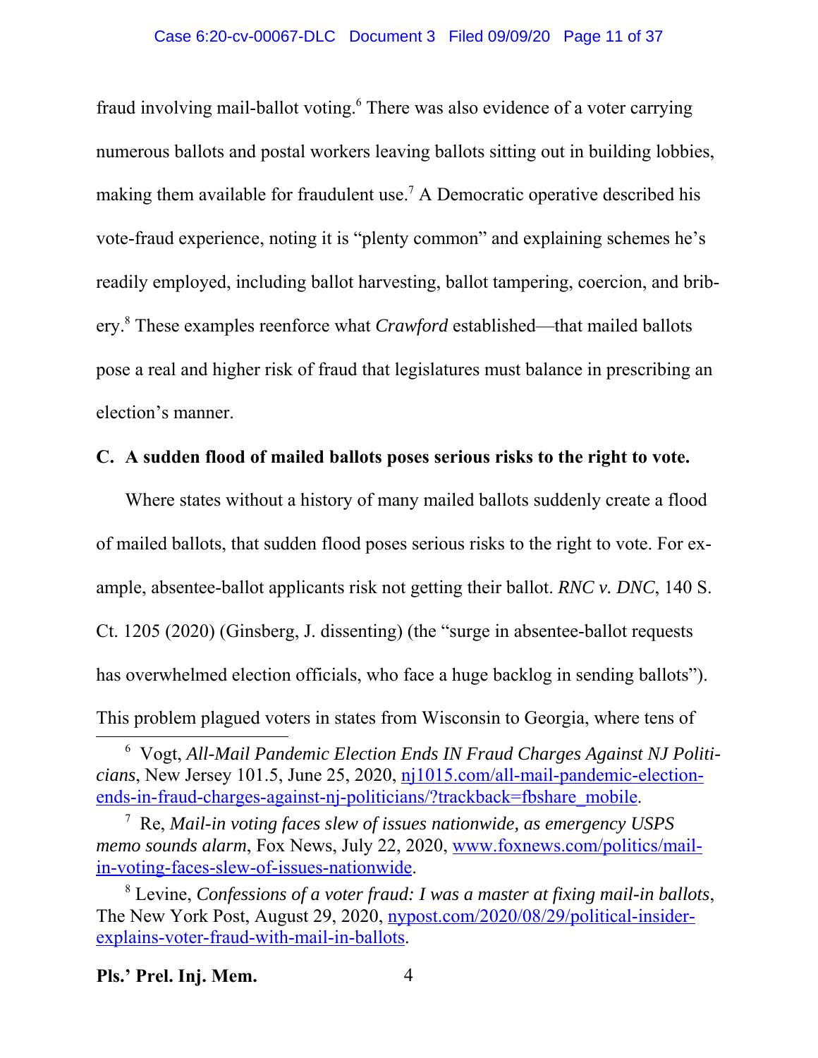fraud involving mail-ballot voting.[6] There was also evidence of a voter carrying numerous ballots and postal workers leaving ballots sitting out in building lobbies, making them available for fraudulent use.[7] A Democratic operative described his vote-fraud experience, noting it is "plenty common" and explaining schemes he's readily employed, including ballot harvesting, ballot tampering, coercion, and bribery.[8] These examples reenforce what *Crawford* established—that mailed ballots pose a real and higher risk of fraud that legislatures must balance in prescribing an election's manner.

**C. A sudden flood of mailed ballots poses serious risks to the right to vote.**

Where states without a history of many mailed ballots suddenly create a flood of mailed ballots, that sudden flood poses serious risks to the right to vote. For example, absentee-ballot applicants risk not getting their ballot. *RNC v. DNC*, 140 S. Ct. 1205 (2020) (Ginsberg, J. dissenting) (the "surge in absentee-ballot requests has overwhelmed election officials, who face a huge backlog in sending ballots"). This problem plagued voters in states from Wisconsin to Georgia, where tens of

---

[6] Vogt, *All-Mail Pandemic Election Ends IN Fraud Charges Against NJ Politicians*, New Jersey 101.5, June 25, 2020, nj1015.com/all-mail-pandemic-election-ends-in-fraud-charges-against-nj-politicians/?trackback=fbshare_mobile.

[7] Re, *Mail-in voting faces slew of issues nationwide, as emergency USPS memo sounds alarm*, Fox News, July 22, 2020, www.foxnews.com/politics/mail-in-voting-faces-slew-of-issues-nationwide.

[8] Levine, *Confessions of a voter fraud: I was a master at fixing mail-in ballots*, The New York Post, August 29, 2020, nypost.com/2020/08/29/political-insider-explains-voter-fraud-with-mail-in-ballots.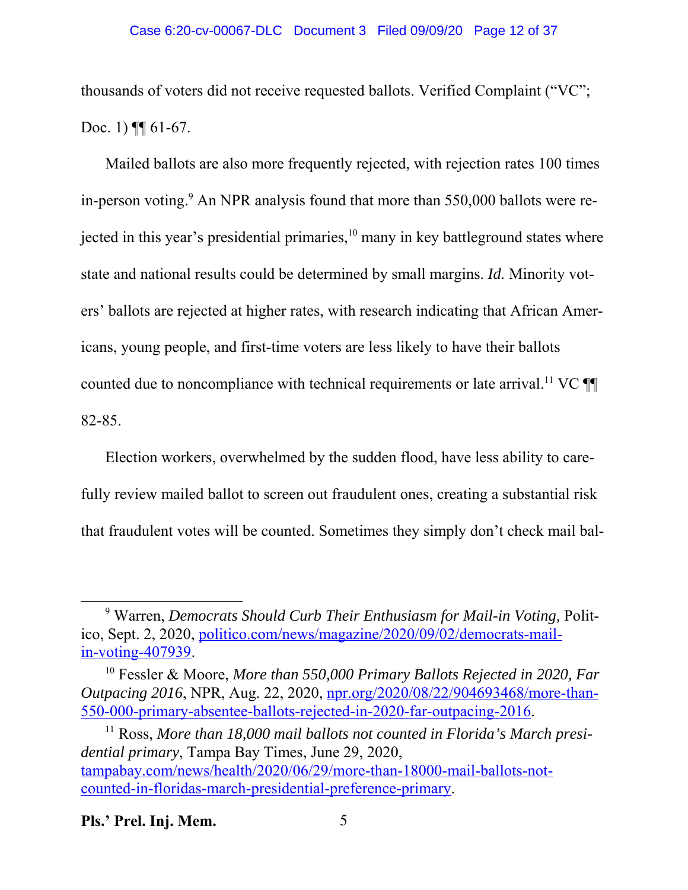thousands of voters did not receive requested ballots. Verified Complaint ("VC"; Doc. 1) ¶¶ 61-67.

Mailed ballots are also more frequently rejected, with rejection rates 100 times in-person voting.[9] An NPR analysis found that more than 550,000 ballots were rejected in this year's presidential primaries,[10] many in key battleground states where state and national results could be determined by small margins. *Id.* Minority voters' ballots are rejected at higher rates, with research indicating that African Americans, young people, and first-time voters are less likely to have their ballots counted due to noncompliance with technical requirements or late arrival.[11] VC ¶¶ 82-85.

Election workers, overwhelmed by the sudden flood, have less ability to carefully review mailed ballot to screen out fraudulent ones, creating a substantial risk that fraudulent votes will be counted. Sometimes they simply don't check mail bal-

---

[9] Warren, *Democrats Should Curb Their Enthusiasm for Mail-in Voting,* Politico, Sept. 2, 2020, politico.com/news/magazine/2020/09/02/democrats-mail-in-voting-407939.

[10] Fessler & Moore, *More than 550,000 Primary Ballots Rejected in 2020, Far Outpacing 2016*, NPR, Aug. 22, 2020, npr.org/2020/08/22/904693468/more-than-550-000-primary-absentee-ballots-rejected-in-2020-far-outpacing-2016.

[11] Ross, *More than 18,000 mail ballots not counted in Florida's March presidential primary*, Tampa Bay Times, June 29, 2020, tampabay.com/news/health/2020/06/29/more-than-18000-mail-ballots-not-counted-in-floridas-march-presidential-preference-primary.

**Pls.' Prel. Inj. Mem.**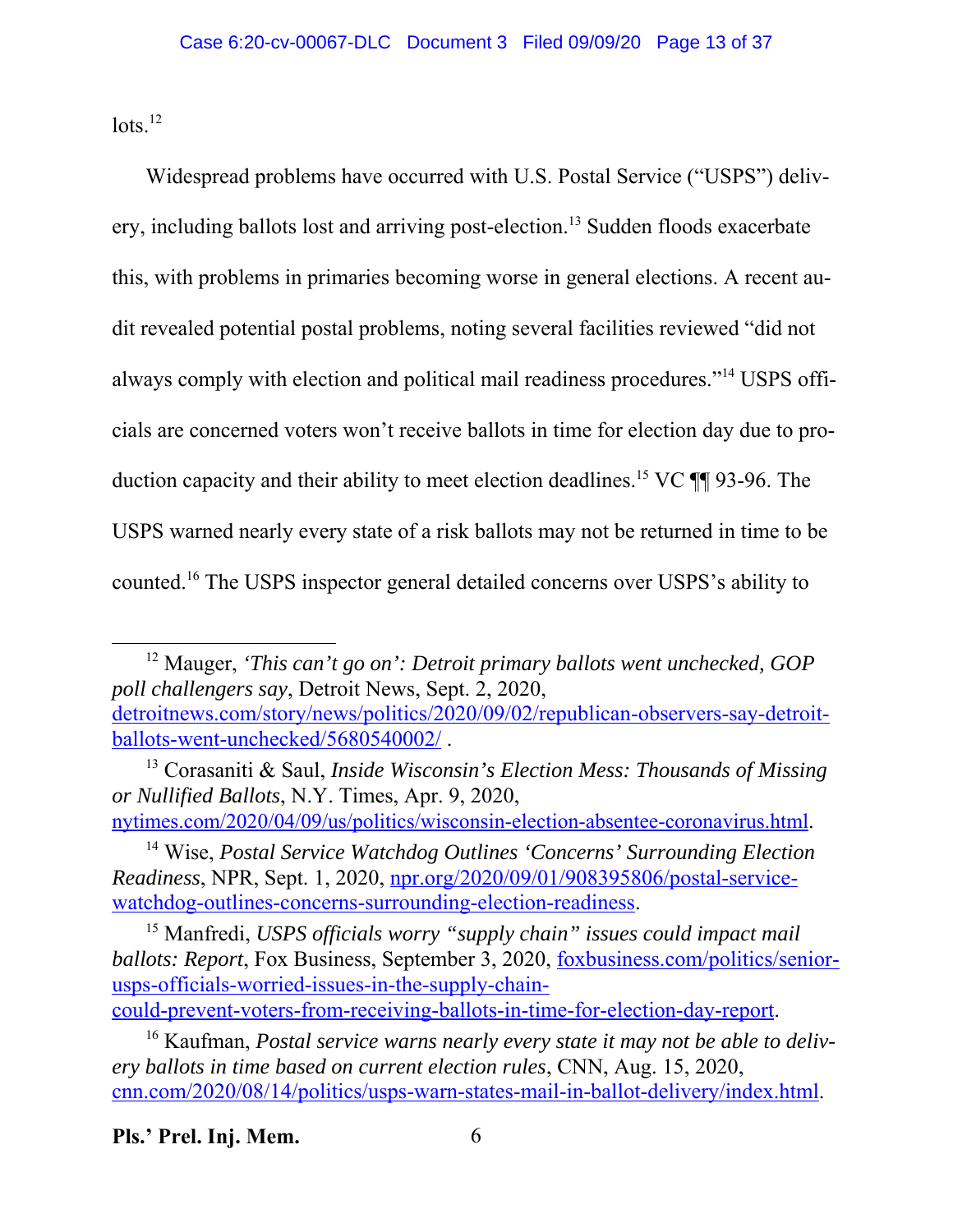lots.[12]

Widespread problems have occurred with U.S. Postal Service ("USPS") delivery, including ballots lost and arriving post-election.[13] Sudden floods exacerbate this, with problems in primaries becoming worse in general elections. A recent audit revealed potential postal problems, noting several facilities reviewed "did not always comply with election and political mail readiness procedures."[14] USPS officials are concerned voters won't receive ballots in time for election day due to production capacity and their ability to meet election deadlines.[15] VC ¶¶ 93-96. The USPS warned nearly every state of a risk ballots may not be returned in time to be counted.[16] The USPS inspector general detailed concerns over USPS's ability to

---

[12] Mauger, *'This can't go on': Detroit primary ballots went unchecked, GOP poll challengers say*, Detroit News, Sept. 2, 2020, detroitnews.com/story/news/politics/2020/09/02/republican-observers-say-detroit-ballots-went-unchecked/5680540002/ .

[13] Corasaniti & Saul, *Inside Wisconsin's Election Mess: Thousands of Missing or Nullified Ballots*, N.Y. Times, Apr. 9, 2020, nytimes.com/2020/04/09/us/politics/wisconsin-election-absentee-coronavirus.html.

[14] Wise, *Postal Service Watchdog Outlines 'Concerns' Surrounding Election Readiness*, NPR, Sept. 1, 2020, npr.org/2020/09/01/908395806/postal-service-watchdog-outlines-concerns-surrounding-election-readiness.

[15] Manfredi, *USPS officials worry "supply chain" issues could impact mail ballots: Report*, Fox Business, September 3, 2020, foxbusiness.com/politics/senior-usps-officials-worried-issues-in-the-supply-chain-could-prevent-voters-from-receiving-ballots-in-time-for-election-day-report.

[16] Kaufman, *Postal service warns nearly every state it may not be able to delivery ballots in time based on current election rules*, CNN, Aug. 15, 2020, cnn.com/2020/08/14/politics/usps-warn-states-mail-in-ballot-delivery/index.html.

**Pls.' Prel. Inj. Mem.**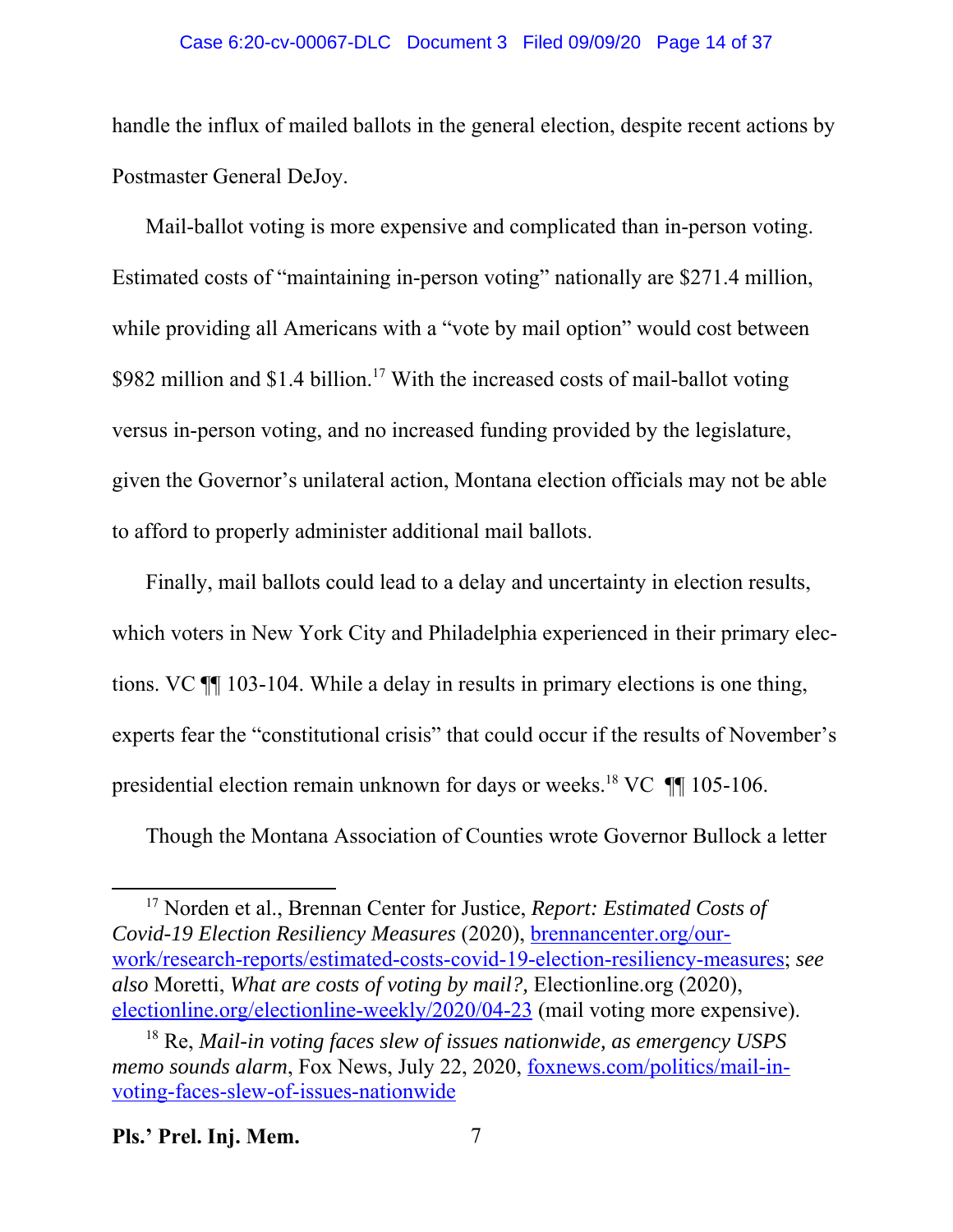handle the influx of mailed ballots in the general election, despite recent actions by Postmaster General DeJoy.

Mail-ballot voting is more expensive and complicated than in-person voting. Estimated costs of "maintaining in-person voting" nationally are $271.4 million, while providing all Americans with a "vote by mail option" would cost between $982 million and $1.4 billion.[17] With the increased costs of mail-ballot voting versus in-person voting, and no increased funding provided by the legislature, given the Governor's unilateral action, Montana election officials may not be able to afford to properly administer additional mail ballots.

Finally, mail ballots could lead to a delay and uncertainty in election results, which voters in New York City and Philadelphia experienced in their primary elections. VC ¶¶ 103-104. While a delay in results in primary elections is one thing, experts fear the "constitutional crisis" that could occur if the results of November's presidential election remain unknown for days or weeks.[18] VC ¶¶ 105-106.

Though the Montana Association of Counties wrote Governor Bullock a letter

---

[17] Norden et al., Brennan Center for Justice, *Report: Estimated Costs of Covid-19 Election Resiliency Measures* (2020), brennancenter.org/our-work/research-reports/estimated-costs-covid-19-election-resiliency-measures; *see also* Moretti, *What are costs of voting by mail?,* Electionline.org (2020), electionline.org/electionline-weekly/2020/04-23 (mail voting more expensive).

[18] Re, *Mail-in voting faces slew of issues nationwide, as emergency USPS memo sounds alarm*, Fox News, July 22, 2020, foxnews.com/politics/mail-in-voting-faces-slew-of-issues-nationwide

**Pls.' Prel. Inj. Mem.**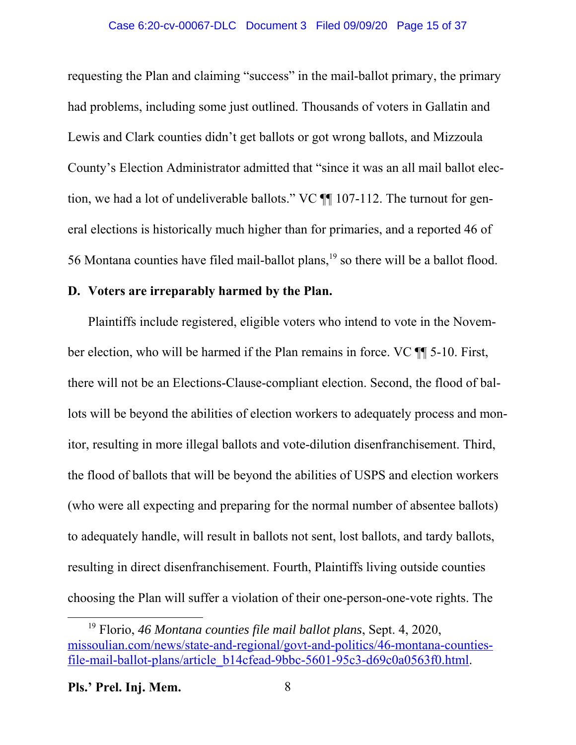requesting the Plan and claiming "success" in the mail-ballot primary, the primary had problems, including some just outlined. Thousands of voters in Gallatin and Lewis and Clark counties didn't get ballots or got wrong ballots, and Mizzoula County's Election Administrator admitted that "since it was an all mail ballot election, we had a lot of undeliverable ballots." VC ¶¶ 107-112. The turnout for general elections is historically much higher than for primaries, and a reported 46 of 56 Montana counties have filed mail-ballot plans,[19] so there will be a ballot flood.

**D. Voters are irreparably harmed by the Plan.**

Plaintiffs include registered, eligible voters who intend to vote in the November election, who will be harmed if the Plan remains in force. VC ¶¶ 5-10. First, there will not be an Elections-Clause-compliant election. Second, the flood of ballots will be beyond the abilities of election workers to adequately process and monitor, resulting in more illegal ballots and vote-dilution disenfranchisement. Third, the flood of ballots that will be beyond the abilities of USPS and election workers (who were all expecting and preparing for the normal number of absentee ballots) to adequately handle, will result in ballots not sent, lost ballots, and tardy ballots, resulting in direct disenfranchisement. Fourth, Plaintiffs living outside counties choosing the Plan will suffer a violation of their one-person-one-vote rights. The

[19] Florio, *46 Montana counties file mail ballot plans*, Sept. 4, 2020, missoulian.com/news/state-and-regional/govt-and-politics/46-montana-counties-file-mail-ballot-plans/article_b14cfead-9bbc-5601-95c3-d69c0a0563f0.html.

**Pls.' Prel. Inj. Mem.**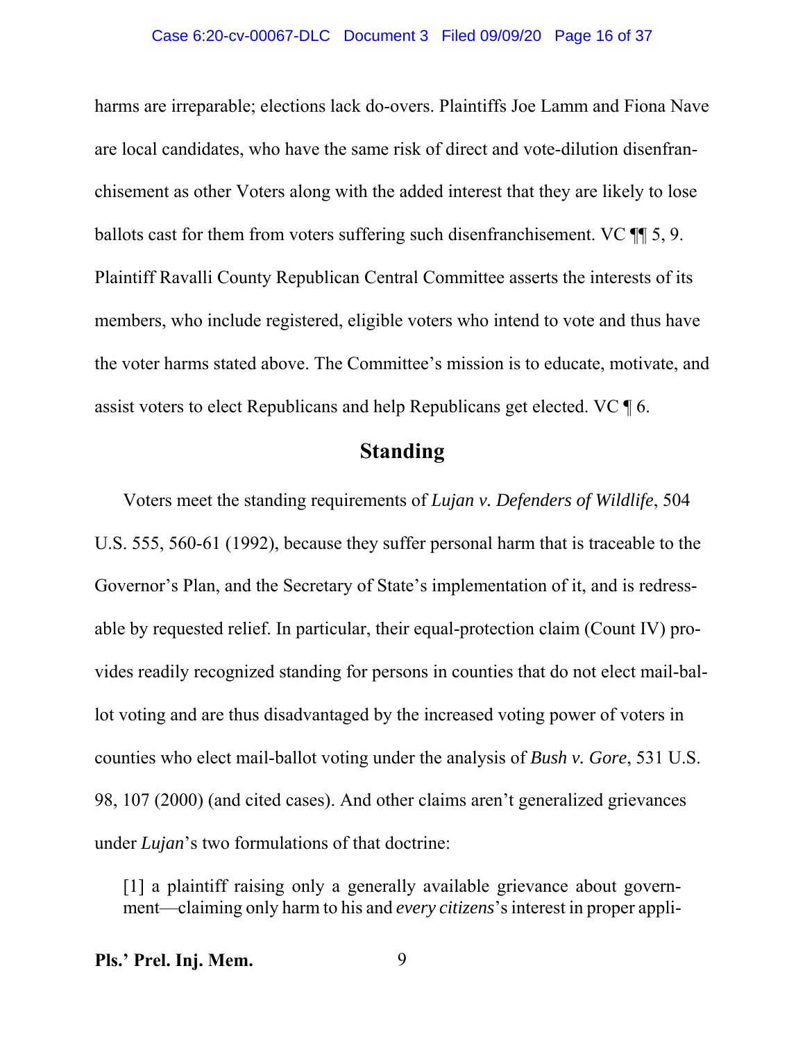harms are irreparable; elections lack do-overs. Plaintiffs Joe Lamm and Fiona Nave are local candidates, who have the same risk of direct and vote-dilution disenfranchisement as other Voters along with the added interest that they are likely to lose ballots cast for them from voters suffering such disenfranchisement. VC ¶¶ 5, 9. Plaintiff Ravalli County Republican Central Committee asserts the interests of its members, who include registered, eligible voters who intend to vote and thus have the voter harms stated above. The Committee's mission is to educate, motivate, and assist voters to elect Republicans and help Republicans get elected. VC ¶ 6.

## Standing

Voters meet the standing requirements of *Lujan v. Defenders of Wildlife*, 504 U.S. 555, 560-61 (1992), because they suffer personal harm that is traceable to the Governor's Plan, and the Secretary of State's implementation of it, and is redressable by requested relief. In particular, their equal-protection claim (Count IV) provides readily recognized standing for persons in counties that do not elect mail-ballot voting and are thus disadvantaged by the increased voting power of voters in counties who elect mail-ballot voting under the analysis of *Bush v. Gore*, 531 U.S. 98, 107 (2000) (and cited cases). And other claims aren't generalized grievances under *Lujan*'s two formulations of that doctrine:

> [1] a plaintiff raising only a generally available grievance about government—claiming only harm to his and *every citizens*'s interest in proper appli-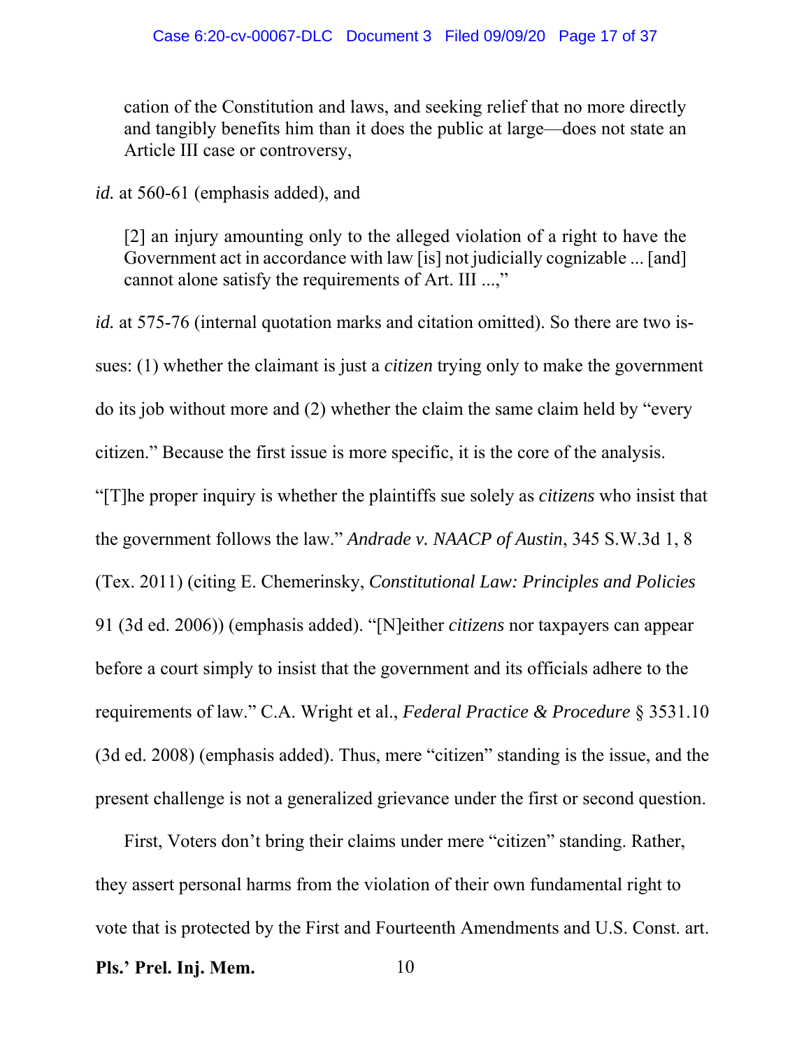> cation of the Constitution and laws, and seeking relief that no more directly and tangibly benefits him than it does the public at large—does not state an Article III case or controversy,

*id.* at 560-61 (emphasis added), and

> [2] an injury amounting only to the alleged violation of a right to have the Government act in accordance with law [is] not judicially cognizable ... [and] cannot alone satisfy the requirements of Art. III ...,"

*id.* at 575-76 (internal quotation marks and citation omitted). So there are two issues: (1) whether the claimant is just a *citizen* trying only to make the government do its job without more and (2) whether the claim the same claim held by "every citizen." Because the first issue is more specific, it is the core of the analysis. "[T]he proper inquiry is whether the plaintiffs sue solely as *citizens* who insist that the government follows the law." *Andrade v. NAACP of Austin*, 345 S.W.3d 1, 8 (Tex. 2011) (citing E. Chemerinsky, *Constitutional Law: Principles and Policies* 91 (3d ed. 2006)) (emphasis added). "[N]either *citizens* nor taxpayers can appear before a court simply to insist that the government and its officials adhere to the requirements of law." C.A. Wright et al., *Federal Practice & Procedure* § 3531.10 (3d ed. 2008) (emphasis added). Thus, mere "citizen" standing is the issue, and the present challenge is not a generalized grievance under the first or second question.

First, Voters don't bring their claims under mere "citizen" standing. Rather, they assert personal harms from the violation of their own fundamental right to vote that is protected by the First and Fourteenth Amendments and U.S. Const. art.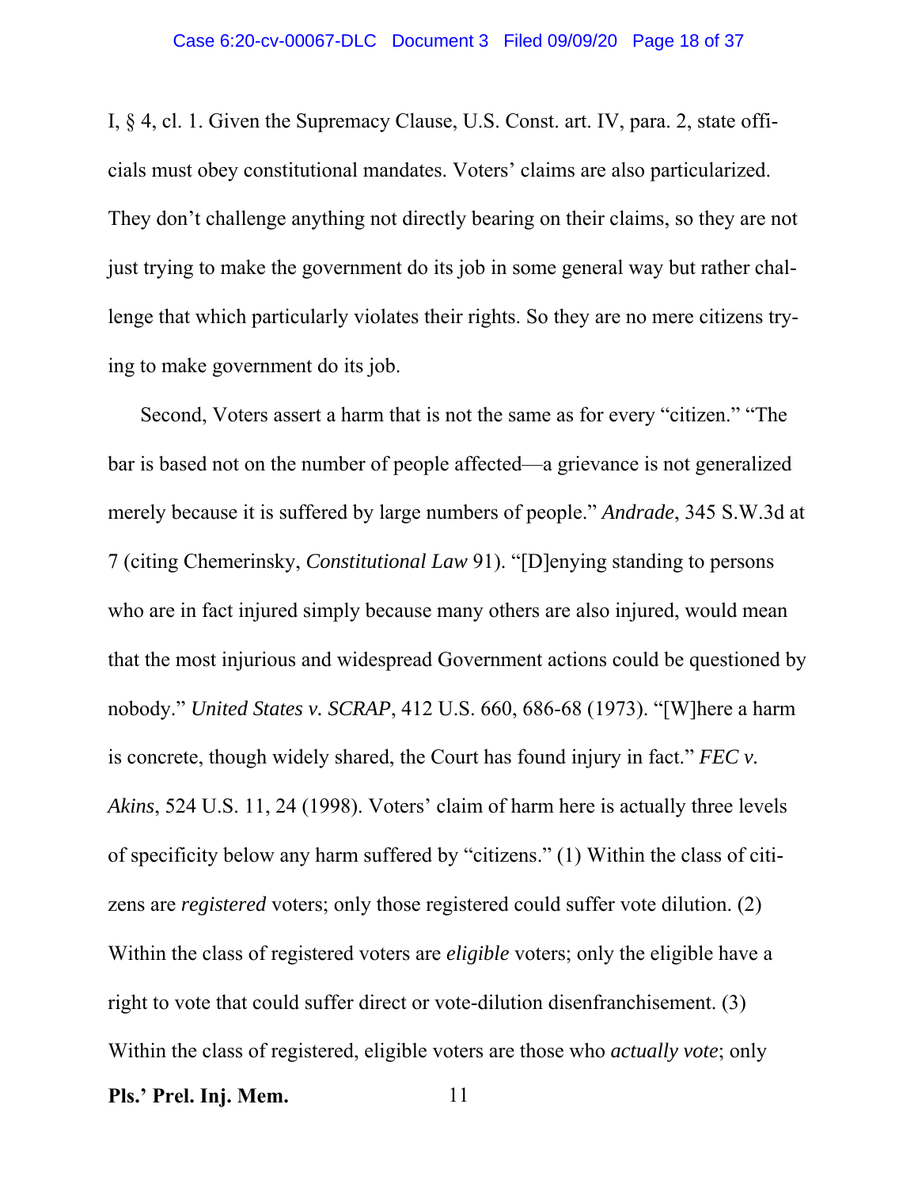I, § 4, cl. 1. Given the Supremacy Clause, U.S. Const. art. IV, para. 2, state officials must obey constitutional mandates. Voters' claims are also particularized. They don't challenge anything not directly bearing on their claims, so they are not just trying to make the government do its job in some general way but rather challenge that which particularly violates their rights. So they are no mere citizens trying to make government do its job.

Second, Voters assert a harm that is not the same as for every "citizen." "The bar is based not on the number of people affected—a grievance is not generalized merely because it is suffered by large numbers of people." *Andrade*, 345 S.W.3d at 7 (citing Chemerinsky, *Constitutional Law* 91). "[D]enying standing to persons who are in fact injured simply because many others are also injured, would mean that the most injurious and widespread Government actions could be questioned by nobody." *United States v. SCRAP*, 412 U.S. 660, 686-68 (1973). "[W]here a harm is concrete, though widely shared, the Court has found injury in fact." *FEC v. Akins*, 524 U.S. 11, 24 (1998). Voters' claim of harm here is actually three levels of specificity below any harm suffered by "citizens." (1) Within the class of citizens are *registered* voters; only those registered could suffer vote dilution. (2) Within the class of registered voters are *eligible* voters; only the eligible have a right to vote that could suffer direct or vote-dilution disenfranchisement. (3) Within the class of registered, eligible voters are those who *actually vote*; only

**Pls.' Prel. Inj. Mem.**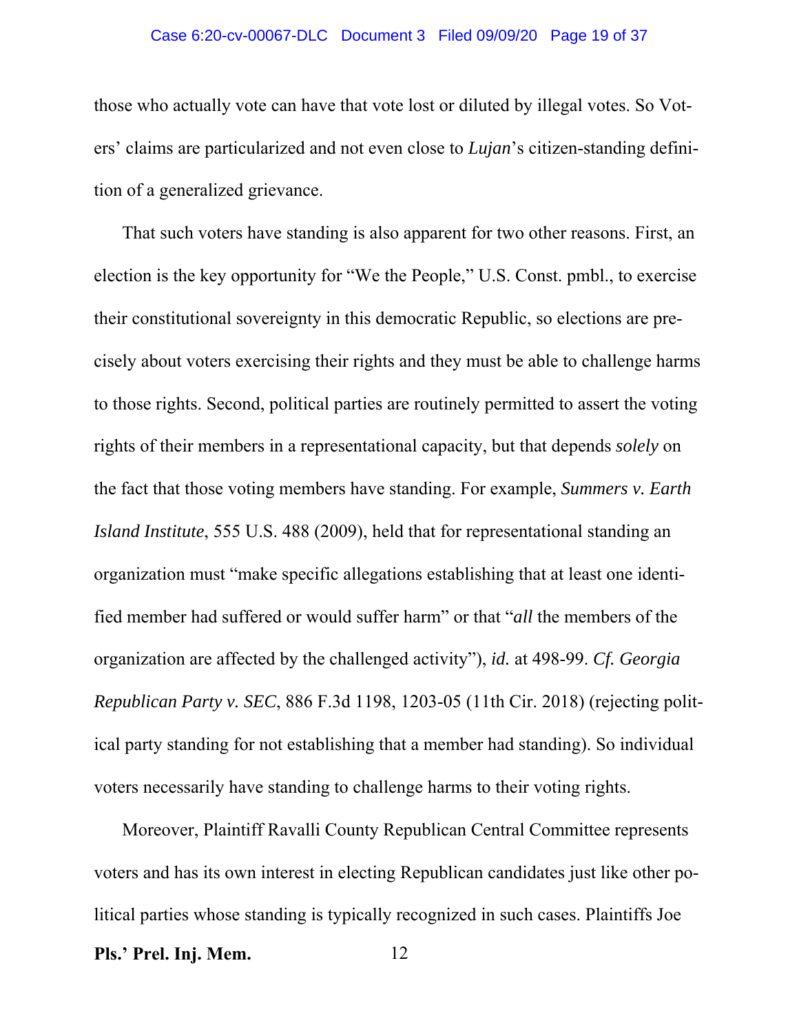those who actually vote can have that vote lost or diluted by illegal votes. So Voters' claims are particularized and not even close to *Lujan*'s citizen-standing definition of a generalized grievance.

That such voters have standing is also apparent for two other reasons. First, an election is the key opportunity for "We the People," U.S. Const. pmbl., to exercise their constitutional sovereignty in this democratic Republic, so elections are precisely about voters exercising their rights and they must be able to challenge harms to those rights. Second, political parties are routinely permitted to assert the voting rights of their members in a representational capacity, but that depends *solely* on the fact that those voting members have standing. For example, *Summers v. Earth Island Institute*, 555 U.S. 488 (2009), held that for representational standing an organization must "make specific allegations establishing that at least one identified member had suffered or would suffer harm" or that "*all* the members of the organization are affected by the challenged activity"), *id.* at 498-99. *Cf. Georgia Republican Party v. SEC*, 886 F.3d 1198, 1203-05 (11th Cir. 2018) (rejecting political party standing for not establishing that a member had standing). So individual voters necessarily have standing to challenge harms to their voting rights.

Moreover, Plaintiff Ravalli County Republican Central Committee represents voters and has its own interest in electing Republican candidates just like other political parties whose standing is typically recognized in such cases. Plaintiffs Joe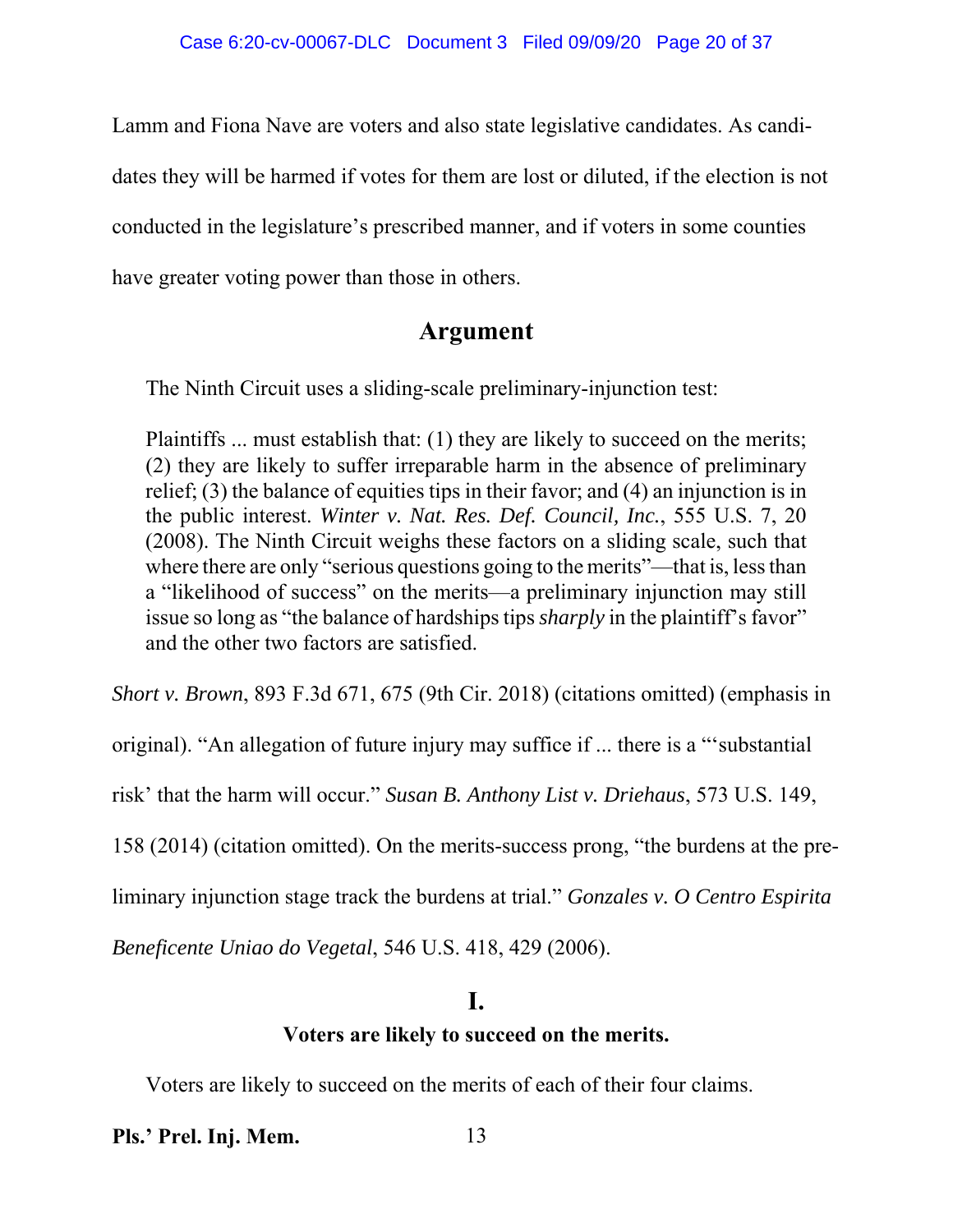Lamm and Fiona Nave are voters and also state legislative candidates. As candidates they will be harmed if votes for them are lost or diluted, if the election is not conducted in the legislature's prescribed manner, and if voters in some counties have greater voting power than those in others.

## Argument

The Ninth Circuit uses a sliding-scale preliminary-injunction test:

> Plaintiffs ... must establish that: (1) they are likely to succeed on the merits; (2) they are likely to suffer irreparable harm in the absence of preliminary relief; (3) the balance of equities tips in their favor; and (4) an injunction is in the public interest. *Winter v. Nat. Res. Def. Council, Inc.*, 555 U.S. 7, 20 (2008). The Ninth Circuit weighs these factors on a sliding scale, such that where there are only "serious questions going to the merits"—that is, less than a "likelihood of success" on the merits—a preliminary injunction may still issue so long as "the balance of hardships tips *sharply* in the plaintiff's favor" and the other two factors are satisfied.

*Short v. Brown*, 893 F.3d 671, 675 (9th Cir. 2018) (citations omitted) (emphasis in original). "An allegation of future injury may suffice if ... there is a "'substantial risk' that the harm will occur." *Susan B. Anthony List v. Driehaus*, 573 U.S. 149, 158 (2014) (citation omitted). On the merits-success prong, "the burdens at the preliminary injunction stage track the burdens at trial." *Gonzales v. O Centro Espirita Beneficente Uniao do Vegetal*, 546 U.S. 418, 429 (2006).

### I.
### Voters are likely to succeed on the merits.

Voters are likely to succeed on the merits of each of their four claims.

**Pls.' Prel. Inj. Mem.**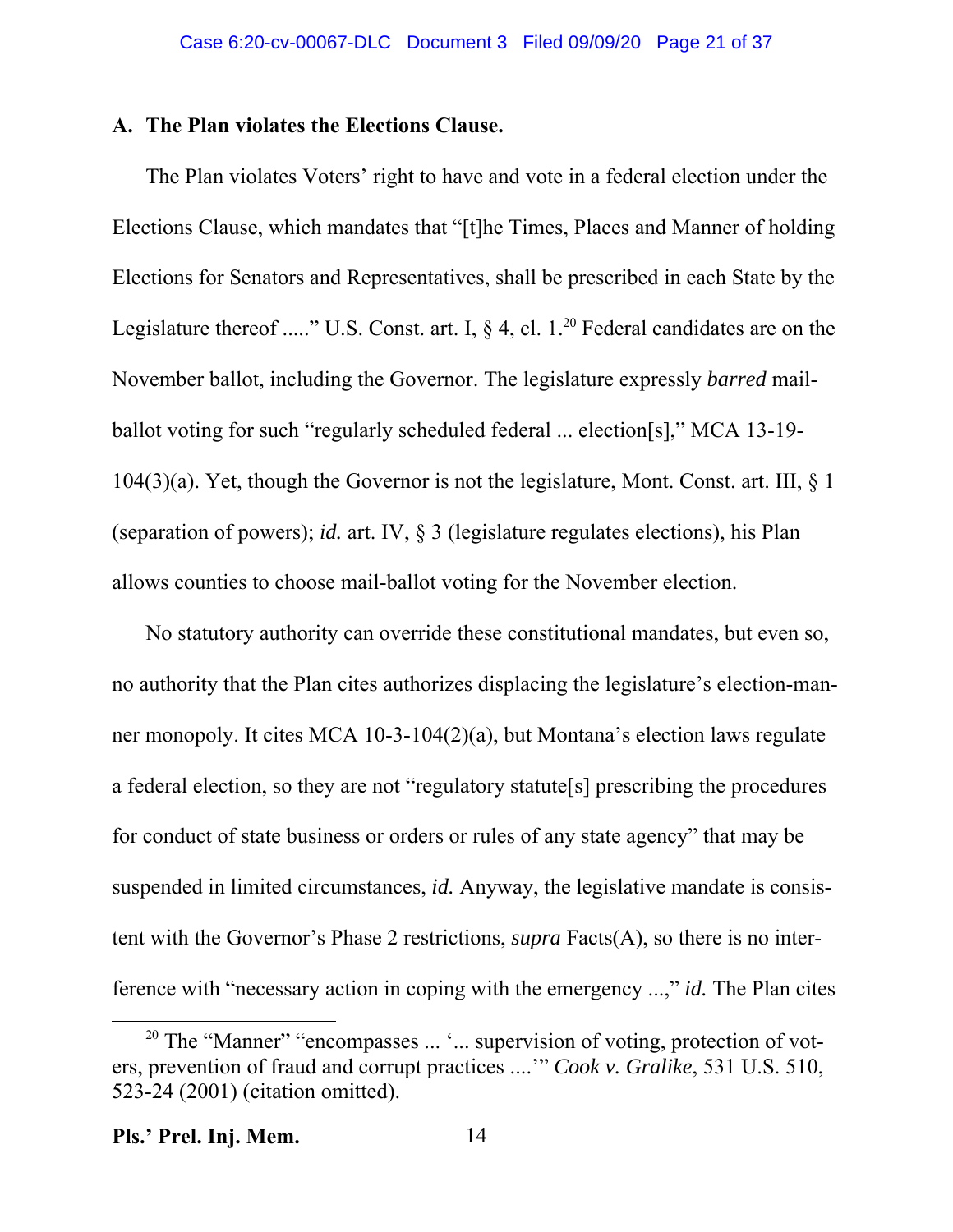### A. The Plan violates the Elections Clause.

The Plan violates Voters' right to have and vote in a federal election under the Elections Clause, which mandates that "[t]he Times, Places and Manner of holding Elections for Senators and Representatives, shall be prescribed in each State by the Legislature thereof ....." U.S. Const. art. I, § 4, cl. 1.[20] Federal candidates are on the November ballot, including the Governor. The legislature expressly *barred* mail-ballot voting for such "regularly scheduled federal ... election[s]," MCA 13-19-104(3)(a). Yet, though the Governor is not the legislature, Mont. Const. art. III, § 1 (separation of powers); *id.* art. IV, § 3 (legislature regulates elections), his Plan allows counties to choose mail-ballot voting for the November election.

No statutory authority can override these constitutional mandates, but even so, no authority that the Plan cites authorizes displacing the legislature's election-manner monopoly. It cites MCA 10-3-104(2)(a), but Montana's election laws regulate a federal election, so they are not "regulatory statute[s] prescribing the procedures for conduct of state business or orders or rules of any state agency" that may be suspended in limited circumstances, *id.* Anyway, the legislative mandate is consistent with the Governor's Phase 2 restrictions, *supra* Facts(A), so there is no interference with "necessary action in coping with the emergency ...," *id.* The Plan cites

[20] The "Manner" "encompasses ... '... supervision of voting, protection of voters, prevention of fraud and corrupt practices ....'" *Cook v. Gralike*, 531 U.S. 510, 523-24 (2001) (citation omitted).

**Pls.' Prel. Inj. Mem.**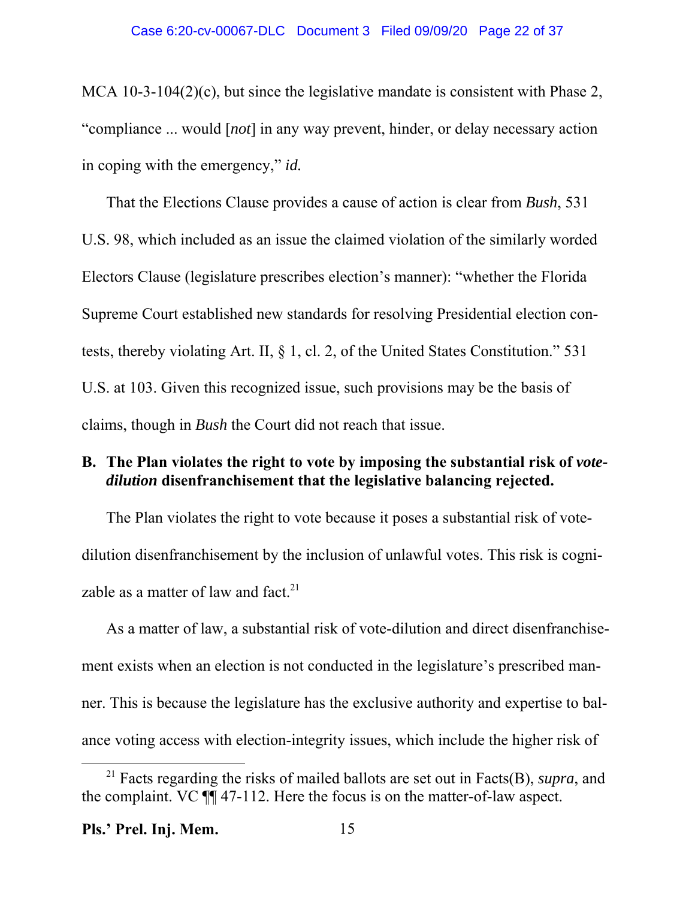MCA 10-3-104(2)(c), but since the legislative mandate is consistent with Phase 2, "compliance ... would [*not*] in any way prevent, hinder, or delay necessary action in coping with the emergency," *id.*

That the Elections Clause provides a cause of action is clear from *Bush*, 531 U.S. 98, which included as an issue the claimed violation of the similarly worded Electors Clause (legislature prescribes election's manner): "whether the Florida Supreme Court established new standards for resolving Presidential election contests, thereby violating Art. II, § 1, cl. 2, of the United States Constitution." 531 U.S. at 103. Given this recognized issue, such provisions may be the basis of claims, though in *Bush* the Court did not reach that issue.

### B. The Plan violates the right to vote by imposing the substantial risk of *vote-dilution* disenfranchisement that the legislative balancing rejected.

The Plan violates the right to vote because it poses a substantial risk of vote-dilution disenfranchisement by the inclusion of unlawful votes. This risk is cognizable as a matter of law and fact.[21]

As a matter of law, a substantial risk of vote-dilution and direct disenfranchisement exists when an election is not conducted in the legislature's prescribed manner. This is because the legislature has the exclusive authority and expertise to balance voting access with election-integrity issues, which include the higher risk of

[21] Facts regarding the risks of mailed ballots are set out in Facts(B), *supra*, and the complaint. VC ¶¶ 47-112. Here the focus is on the matter-of-law aspect.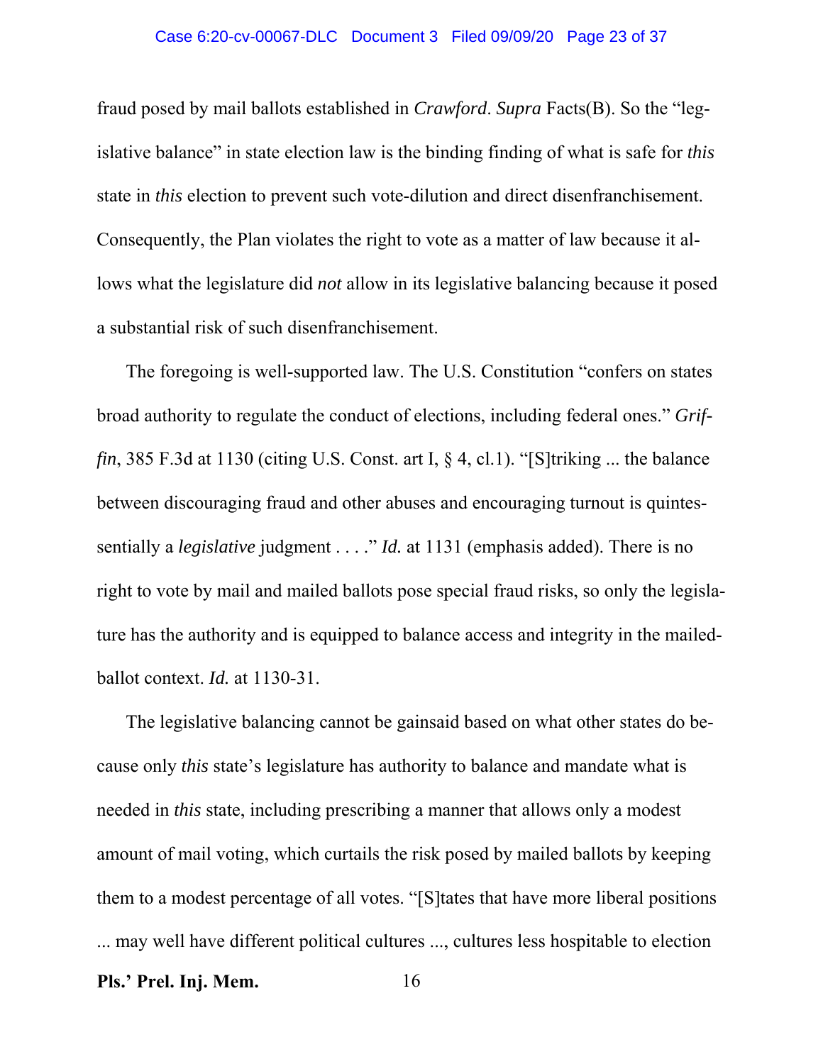fraud posed by mail ballots established in *Crawford*. *Supra* Facts(B). So the "legislative balance" in state election law is the binding finding of what is safe for *this* state in *this* election to prevent such vote-dilution and direct disenfranchisement. Consequently, the Plan violates the right to vote as a matter of law because it allows what the legislature did *not* allow in its legislative balancing because it posed a substantial risk of such disenfranchisement.

The foregoing is well-supported law. The U.S. Constitution "confers on states broad authority to regulate the conduct of elections, including federal ones." *Griffin*, 385 F.3d at 1130 (citing U.S. Const. art I, § 4, cl.1). "[S]triking ... the balance between discouraging fraud and other abuses and encouraging turnout is quintessentially a *legislative* judgment . . . ." *Id.* at 1131 (emphasis added). There is no right to vote by mail and mailed ballots pose special fraud risks, so only the legislature has the authority and is equipped to balance access and integrity in the mailed-ballot context. *Id.* at 1130-31.

The legislative balancing cannot be gainsaid based on what other states do because only *this* state's legislature has authority to balance and mandate what is needed in *this* state, including prescribing a manner that allows only a modest amount of mail voting, which curtails the risk posed by mailed ballots by keeping them to a modest percentage of all votes. "[S]tates that have more liberal positions ... may well have different political cultures ..., cultures less hospitable to election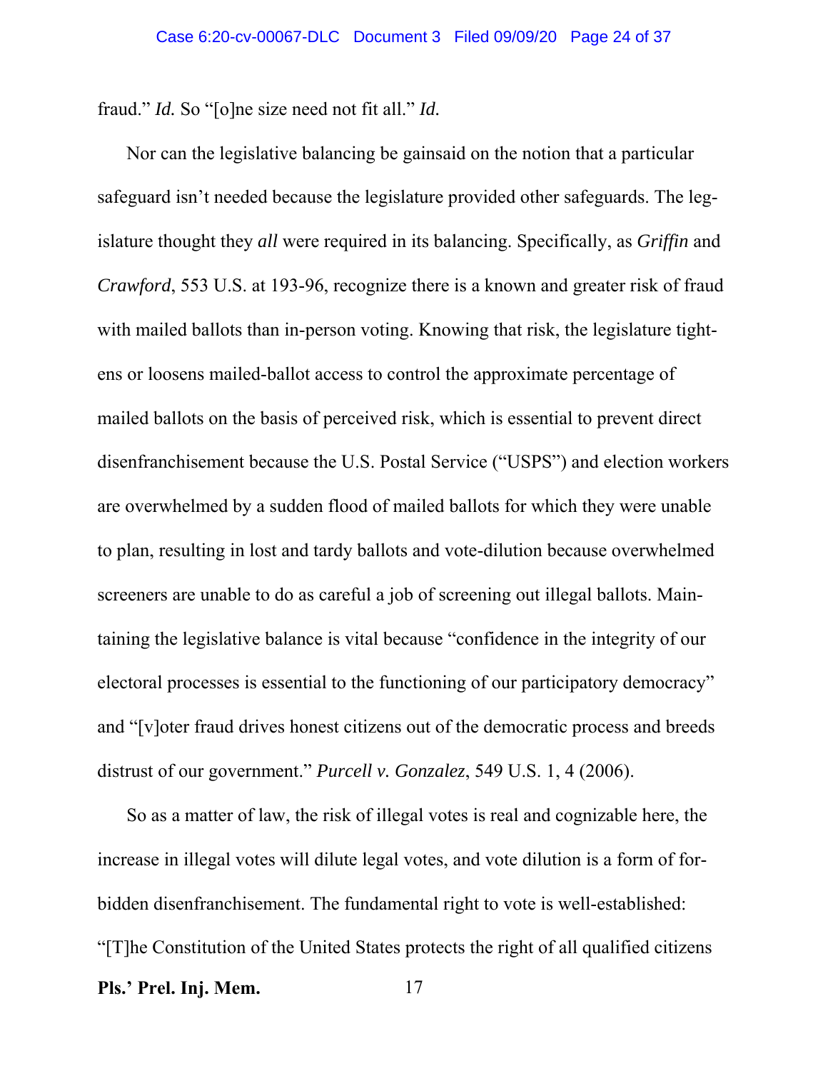fraud." *Id.* So "[o]ne size need not fit all." *Id.*

Nor can the legislative balancing be gainsaid on the notion that a particular safeguard isn't needed because the legislature provided other safeguards. The legislature thought they *all* were required in its balancing. Specifically, as *Griffin* and *Crawford*, 553 U.S. at 193-96, recognize there is a known and greater risk of fraud with mailed ballots than in-person voting. Knowing that risk, the legislature tightens or loosens mailed-ballot access to control the approximate percentage of mailed ballots on the basis of perceived risk, which is essential to prevent direct disenfranchisement because the U.S. Postal Service ("USPS") and election workers are overwhelmed by a sudden flood of mailed ballots for which they were unable to plan, resulting in lost and tardy ballots and vote-dilution because overwhelmed screeners are unable to do as careful a job of screening out illegal ballots. Maintaining the legislative balance is vital because "confidence in the integrity of our electoral processes is essential to the functioning of our participatory democracy" and "[v]oter fraud drives honest citizens out of the democratic process and breeds distrust of our government." *Purcell v. Gonzalez*, 549 U.S. 1, 4 (2006).

So as a matter of law, the risk of illegal votes is real and cognizable here, the increase in illegal votes will dilute legal votes, and vote dilution is a form of forbidden disenfranchisement. The fundamental right to vote is well-established: "[T]he Constitution of the United States protects the right of all qualified citizens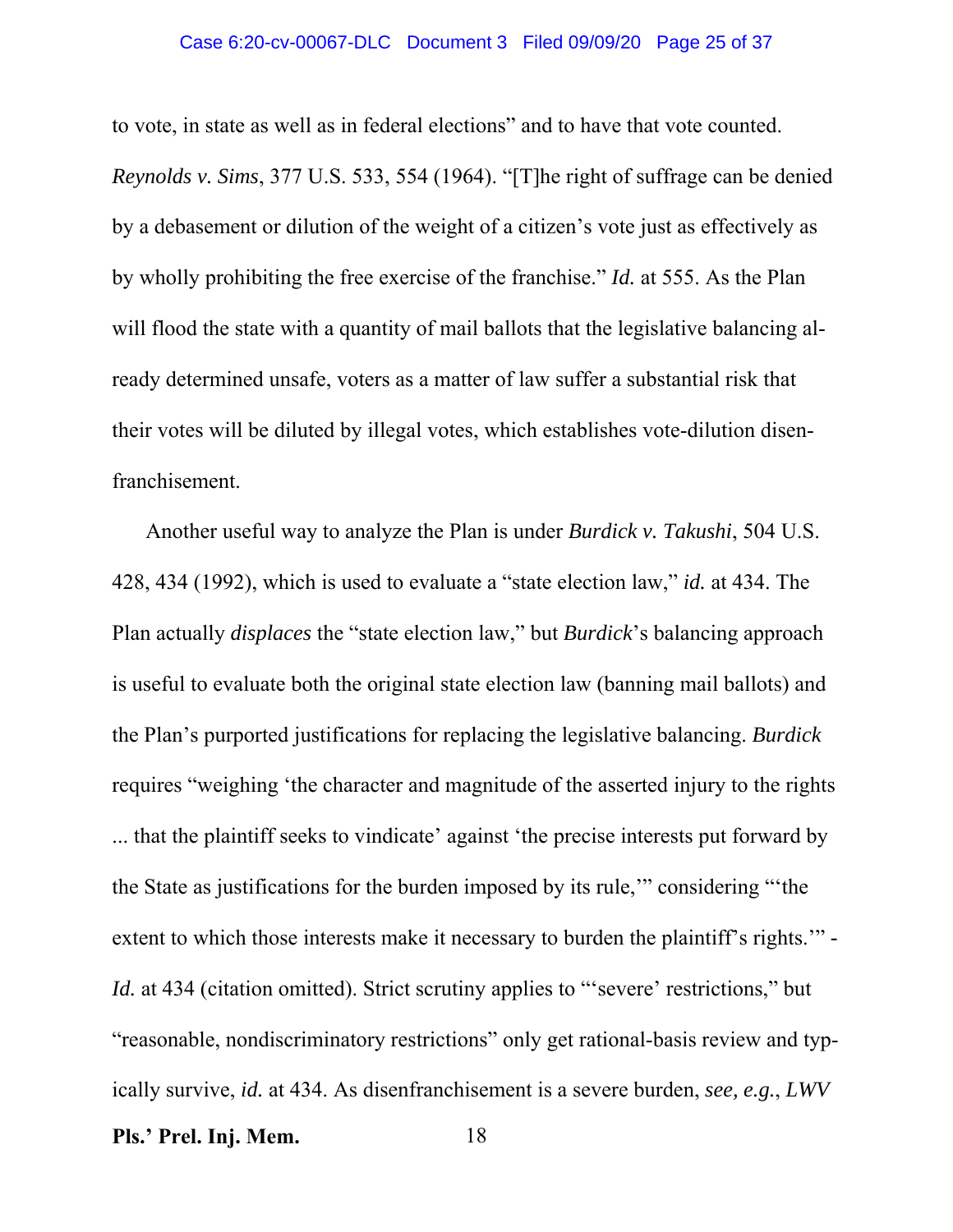to vote, in state as well as in federal elections" and to have that vote counted. *Reynolds v. Sims*, 377 U.S. 533, 554 (1964). "[T]he right of suffrage can be denied by a debasement or dilution of the weight of a citizen's vote just as effectively as by wholly prohibiting the free exercise of the franchise." *Id.* at 555. As the Plan will flood the state with a quantity of mail ballots that the legislative balancing already determined unsafe, voters as a matter of law suffer a substantial risk that their votes will be diluted by illegal votes, which establishes vote-dilution disenfranchisement.

Another useful way to analyze the Plan is under *Burdick v. Takushi*, 504 U.S. 428, 434 (1992), which is used to evaluate a "state election law," *id.* at 434. The Plan actually *displaces* the "state election law," but *Burdick*'s balancing approach is useful to evaluate both the original state election law (banning mail ballots) and the Plan's purported justifications for replacing the legislative balancing. *Burdick* requires "weighing 'the character and magnitude of the asserted injury to the rights ... that the plaintiff seeks to vindicate' against 'the precise interests put forward by the State as justifications for the burden imposed by its rule,'" considering "'the extent to which those interests make it necessary to burden the plaintiff's rights.'" *Id.* at 434 (citation omitted). Strict scrutiny applies to "'severe' restrictions," but "reasonable, nondiscriminatory restrictions" only get rational-basis review and typically survive, *id.* at 434. As disenfranchisement is a severe burden, *see, e.g.*, *LWV*

**Pls.' Prel. Inj. Mem.**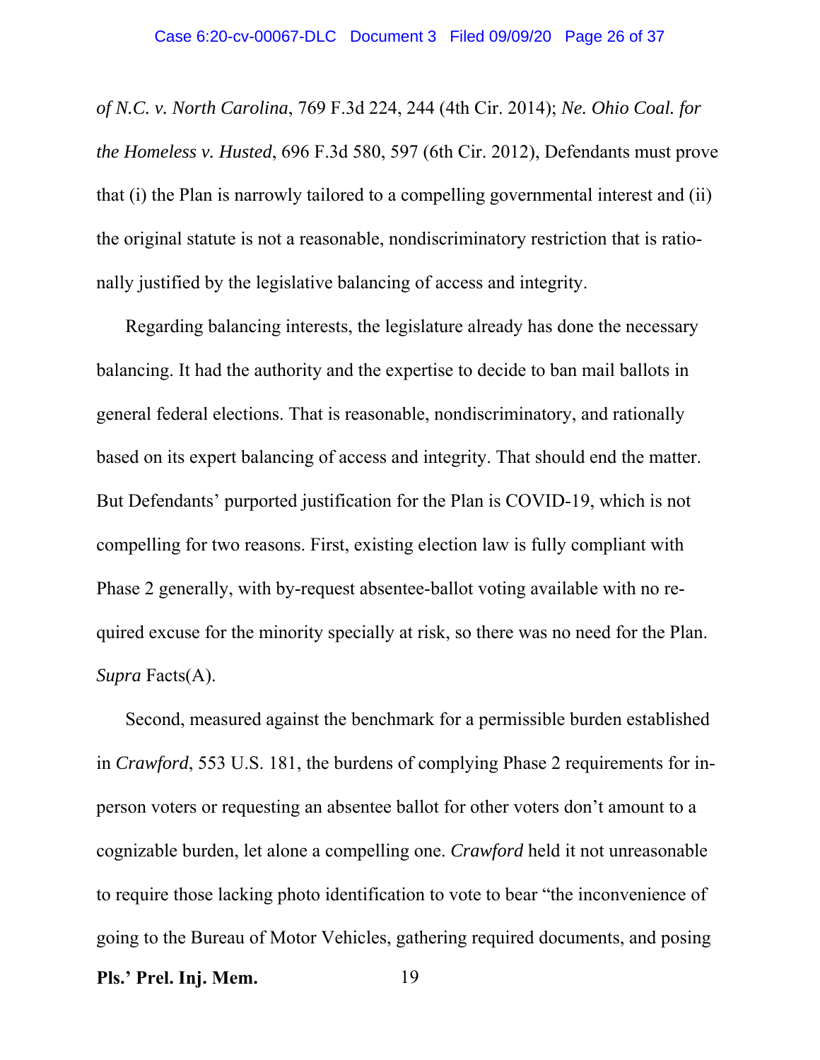*of N.C. v. North Carolina*, 769 F.3d 224, 244 (4th Cir. 2014); *Ne. Ohio Coal. for the Homeless v. Husted*, 696 F.3d 580, 597 (6th Cir. 2012), Defendants must prove that (i) the Plan is narrowly tailored to a compelling governmental interest and (ii) the original statute is not a reasonable, nondiscriminatory restriction that is rationally justified by the legislative balancing of access and integrity.

Regarding balancing interests, the legislature already has done the necessary balancing. It had the authority and the expertise to decide to ban mail ballots in general federal elections. That is reasonable, nondiscriminatory, and rationally based on its expert balancing of access and integrity. That should end the matter. But Defendants' purported justification for the Plan is COVID-19, which is not compelling for two reasons. First, existing election law is fully compliant with Phase 2 generally, with by-request absentee-ballot voting available with no required excuse for the minority specially at risk, so there was no need for the Plan. *Supra* Facts(A).

Second, measured against the benchmark for a permissible burden established in *Crawford*, 553 U.S. 181, the burdens of complying Phase 2 requirements for in-person voters or requesting an absentee ballot for other voters don't amount to a cognizable burden, let alone a compelling one. *Crawford* held it not unreasonable to require those lacking photo identification to vote to bear "the inconvenience of going to the Bureau of Motor Vehicles, gathering required documents, and posing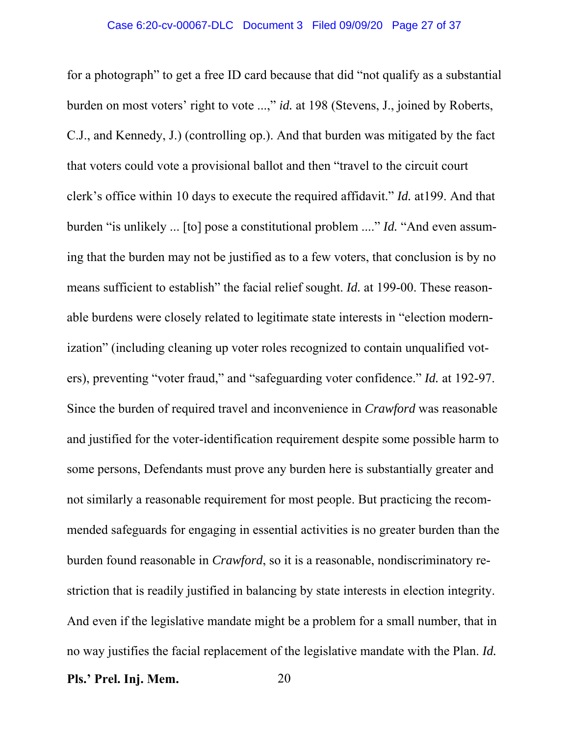for a photograph" to get a free ID card because that did "not qualify as a substantial burden on most voters' right to vote ...," *id.* at 198 (Stevens, J., joined by Roberts, C.J., and Kennedy, J.) (controlling op.). And that burden was mitigated by the fact that voters could vote a provisional ballot and then "travel to the circuit court clerk's office within 10 days to execute the required affidavit." *Id.* at199. And that burden "is unlikely ... [to] pose a constitutional problem ...." *Id.* "And even assuming that the burden may not be justified as to a few voters, that conclusion is by no means sufficient to establish" the facial relief sought. *Id.* at 199-00. These reasonable burdens were closely related to legitimate state interests in "election modernization" (including cleaning up voter roles recognized to contain unqualified voters), preventing "voter fraud," and "safeguarding voter confidence." *Id.* at 192-97. Since the burden of required travel and inconvenience in *Crawford* was reasonable and justified for the voter-identification requirement despite some possible harm to some persons, Defendants must prove any burden here is substantially greater and not similarly a reasonable requirement for most people. But practicing the recommended safeguards for engaging in essential activities is no greater burden than the burden found reasonable in *Crawford*, so it is a reasonable, nondiscriminatory restriction that is readily justified in balancing by state interests in election integrity. And even if the legislative mandate might be a problem for a small number, that in no way justifies the facial replacement of the legislative mandate with the Plan. *Id.*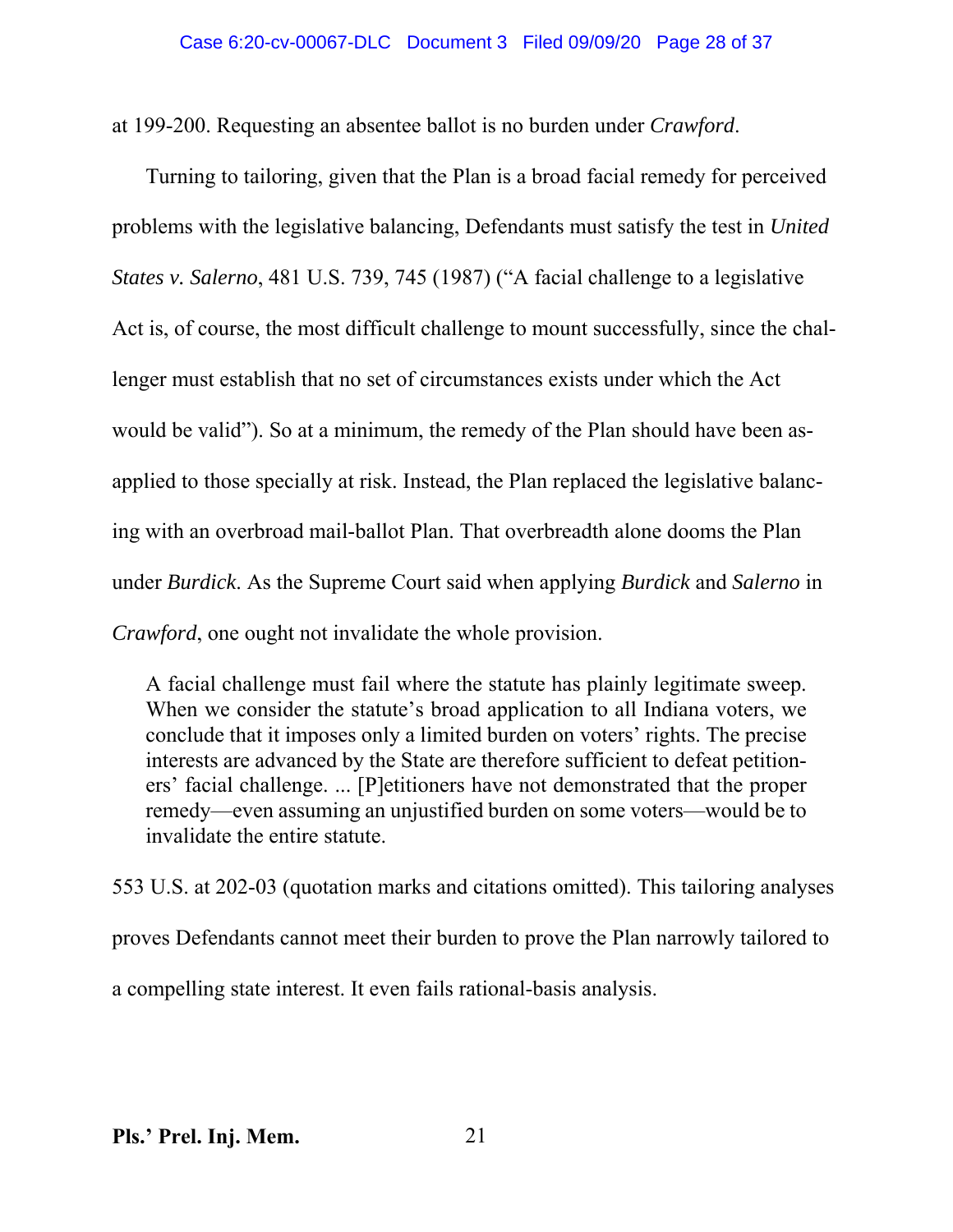at 199-200. Requesting an absentee ballot is no burden under *Crawford*.

Turning to tailoring, given that the Plan is a broad facial remedy for perceived problems with the legislative balancing, Defendants must satisfy the test in *United States v. Salerno*, 481 U.S. 739, 745 (1987) ("A facial challenge to a legislative Act is, of course, the most difficult challenge to mount successfully, since the challenger must establish that no set of circumstances exists under which the Act would be valid"). So at a minimum, the remedy of the Plan should have been as-applied to those specially at risk. Instead, the Plan replaced the legislative balancing with an overbroad mail-ballot Plan. That overbreadth alone dooms the Plan under *Burdick*. As the Supreme Court said when applying *Burdick* and *Salerno* in *Crawford*, one ought not invalidate the whole provision.

> A facial challenge must fail where the statute has plainly legitimate sweep. When we consider the statute's broad application to all Indiana voters, we conclude that it imposes only a limited burden on voters' rights. The precise interests are advanced by the State are therefore sufficient to defeat petitioners' facial challenge. ... [P]etitioners have not demonstrated that the proper remedy—even assuming an unjustified burden on some voters—would be to invalidate the entire statute.

553 U.S. at 202-03 (quotation marks and citations omitted). This tailoring analyses proves Defendants cannot meet their burden to prove the Plan narrowly tailored to a compelling state interest. It even fails rational-basis analysis.

**Pls.' Prel. Inj. Mem.**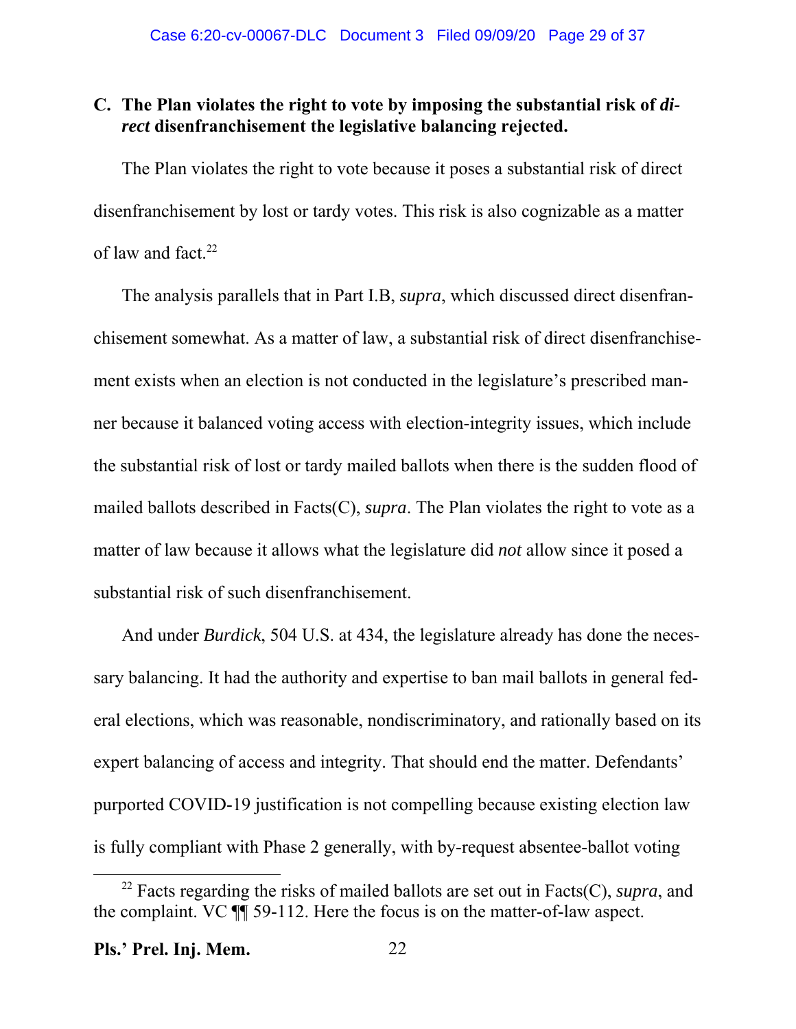### C. The Plan violates the right to vote by imposing the substantial risk of *direct* disenfranchisement the legislative balancing rejected.

The Plan violates the right to vote because it poses a substantial risk of direct disenfranchisement by lost or tardy votes. This risk is also cognizable as a matter of law and fact.[22]

The analysis parallels that in Part I.B, *supra*, which discussed direct disenfranchisement somewhat. As a matter of law, a substantial risk of direct disenfranchisement exists when an election is not conducted in the legislature's prescribed manner because it balanced voting access with election-integrity issues, which include the substantial risk of lost or tardy mailed ballots when there is the sudden flood of mailed ballots described in Facts(C), *supra*. The Plan violates the right to vote as a matter of law because it allows what the legislature did *not* allow since it posed a substantial risk of such disenfranchisement.

And under *Burdick*, 504 U.S. at 434, the legislature already has done the necessary balancing. It had the authority and expertise to ban mail ballots in general federal elections, which was reasonable, nondiscriminatory, and rationally based on its expert balancing of access and integrity. That should end the matter. Defendants' purported COVID-19 justification is not compelling because existing election law is fully compliant with Phase 2 generally, with by-request absentee-ballot voting

---

[22] Facts regarding the risks of mailed ballots are set out in Facts(C), *supra*, and the complaint. VC ¶¶ 59-112. Here the focus is on the matter-of-law aspect.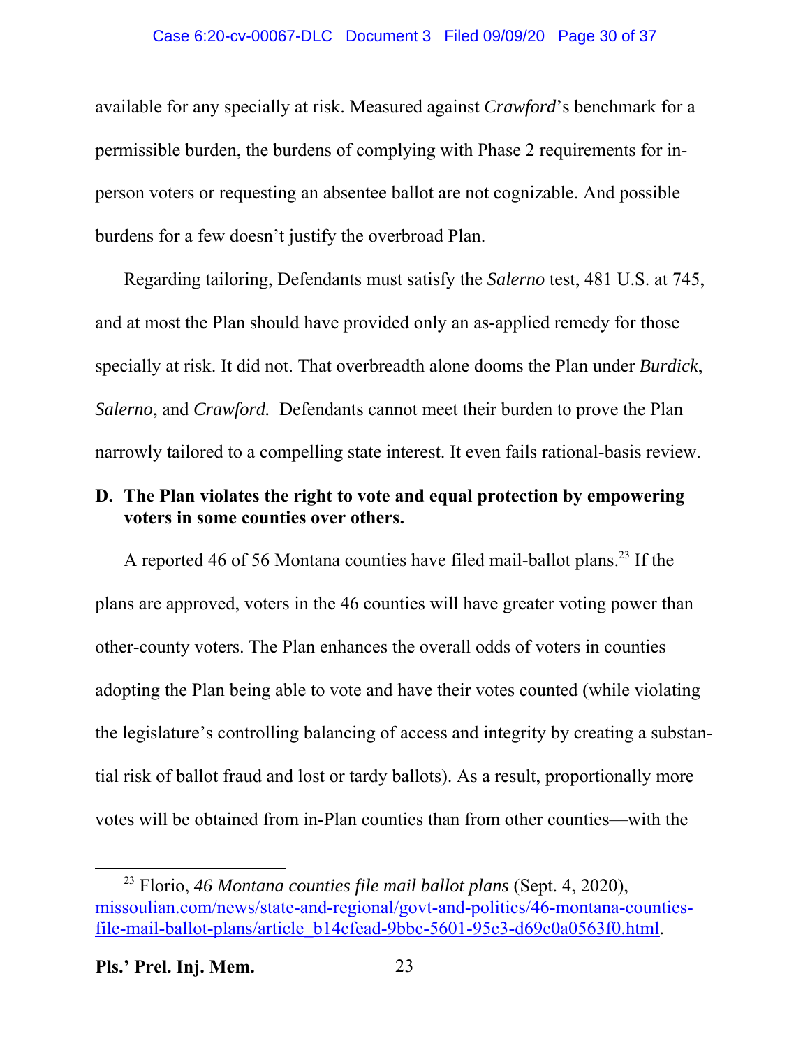available for any specially at risk. Measured against *Crawford*'s benchmark for a permissible burden, the burdens of complying with Phase 2 requirements for in-person voters or requesting an absentee ballot are not cognizable. And possible burdens for a few doesn't justify the overbroad Plan.

Regarding tailoring, Defendants must satisfy the *Salerno* test, 481 U.S. at 745, and at most the Plan should have provided only an as-applied remedy for those specially at risk. It did not. That overbreadth alone dooms the Plan under *Burdick*, *Salerno*, and *Crawford.* Defendants cannot meet their burden to prove the Plan narrowly tailored to a compelling state interest. It even fails rational-basis review.

**D. The Plan violates the right to vote and equal protection by empowering voters in some counties over others.**

A reported 46 of 56 Montana counties have filed mail-ballot plans.[23] If the plans are approved, voters in the 46 counties will have greater voting power than other-county voters. The Plan enhances the overall odds of voters in counties adopting the Plan being able to vote and have their votes counted (while violating the legislature's controlling balancing of access and integrity by creating a substantial risk of ballot fraud and lost or tardy ballots). As a result, proportionally more votes will be obtained from in-Plan counties than from other counties—with the

[23] Florio, *46 Montana counties file mail ballot plans* (Sept. 4, 2020), missoulian.com/news/state-and-regional/govt-and-politics/46-montana-counties-file-mail-ballot-plans/article_b14cfead-9bbc-5601-95c3-d69c0a0563f0.html.

**Pls.' Prel. Inj. Mem.**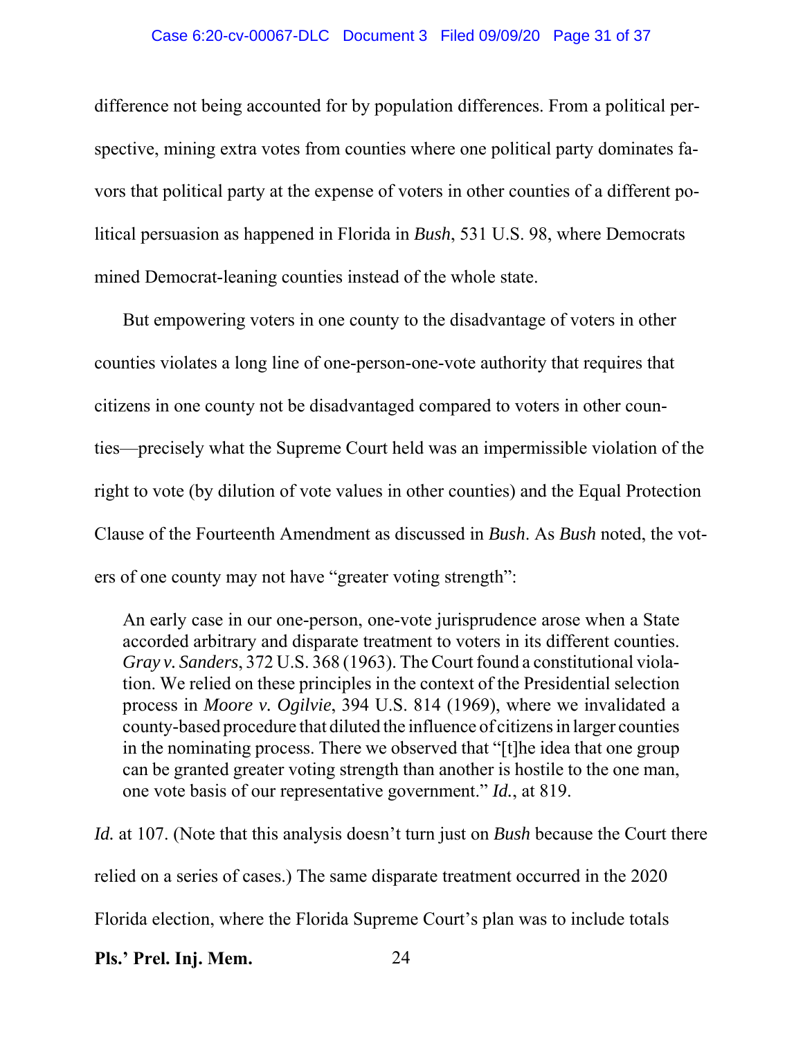difference not being accounted for by population differences. From a political perspective, mining extra votes from counties where one political party dominates favors that political party at the expense of voters in other counties of a different political persuasion as happened in Florida in *Bush*, 531 U.S. 98, where Democrats mined Democrat-leaning counties instead of the whole state.

But empowering voters in one county to the disadvantage of voters in other counties violates a long line of one-person-one-vote authority that requires that citizens in one county not be disadvantaged compared to voters in other counties—precisely what the Supreme Court held was an impermissible violation of the right to vote (by dilution of vote values in other counties) and the Equal Protection Clause of the Fourteenth Amendment as discussed in *Bush*. As *Bush* noted, the voters of one county may not have "greater voting strength":

> An early case in our one-person, one-vote jurisprudence arose when a State accorded arbitrary and disparate treatment to voters in its different counties. *Gray v. Sanders*, 372 U.S. 368 (1963). The Court found a constitutional violation. We relied on these principles in the context of the Presidential selection process in *Moore v. Ogilvie*, 394 U.S. 814 (1969), where we invalidated a county-based procedure that diluted the influence of citizens in larger counties in the nominating process. There we observed that "[t]he idea that one group can be granted greater voting strength than another is hostile to the one man, one vote basis of our representative government." *Id.*, at 819.

*Id.* at 107. (Note that this analysis doesn't turn just on *Bush* because the Court there relied on a series of cases.) The same disparate treatment occurred in the 2020 Florida election, where the Florida Supreme Court's plan was to include totals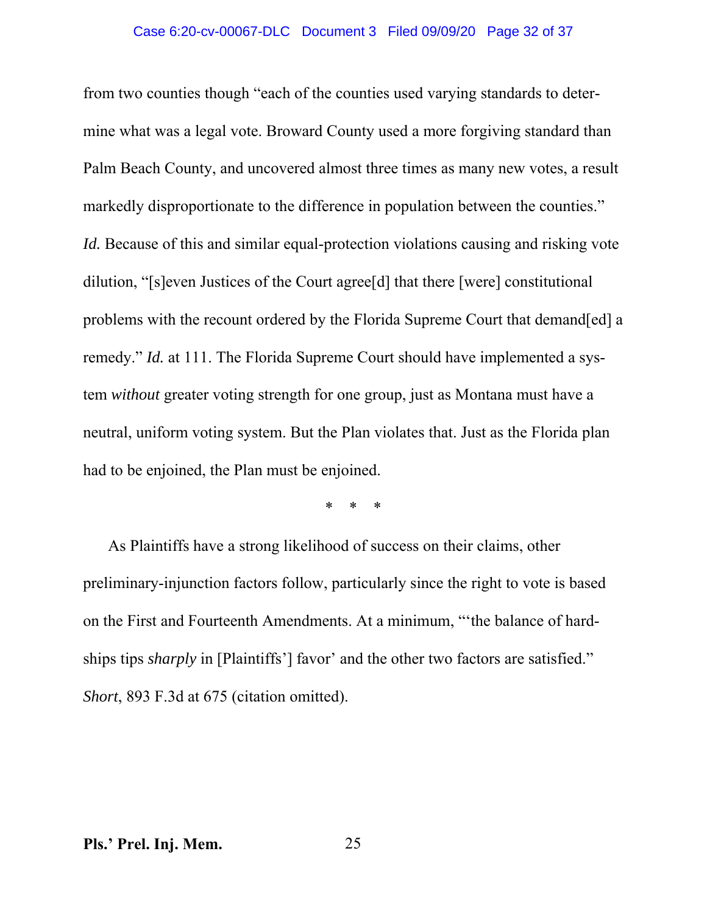from two counties though "each of the counties used varying standards to determine what was a legal vote. Broward County used a more forgiving standard than Palm Beach County, and uncovered almost three times as many new votes, a result markedly disproportionate to the difference in population between the counties." *Id.* Because of this and similar equal-protection violations causing and risking vote dilution, "[s]even Justices of the Court agree[d] that there [were] constitutional problems with the recount ordered by the Florida Supreme Court that demand[ed] a remedy." *Id.* at 111. The Florida Supreme Court should have implemented a system *without* greater voting strength for one group, just as Montana must have a neutral, uniform voting system. But the Plan violates that. Just as the Florida plan had to be enjoined, the Plan must be enjoined.

\* \* \*

As Plaintiffs have a strong likelihood of success on their claims, other preliminary-injunction factors follow, particularly since the right to vote is based on the First and Fourteenth Amendments. At a minimum, "'the balance of hardships tips *sharply* in [Plaintiffs'] favor' and the other two factors are satisfied." *Short*, 893 F.3d at 675 (citation omitted).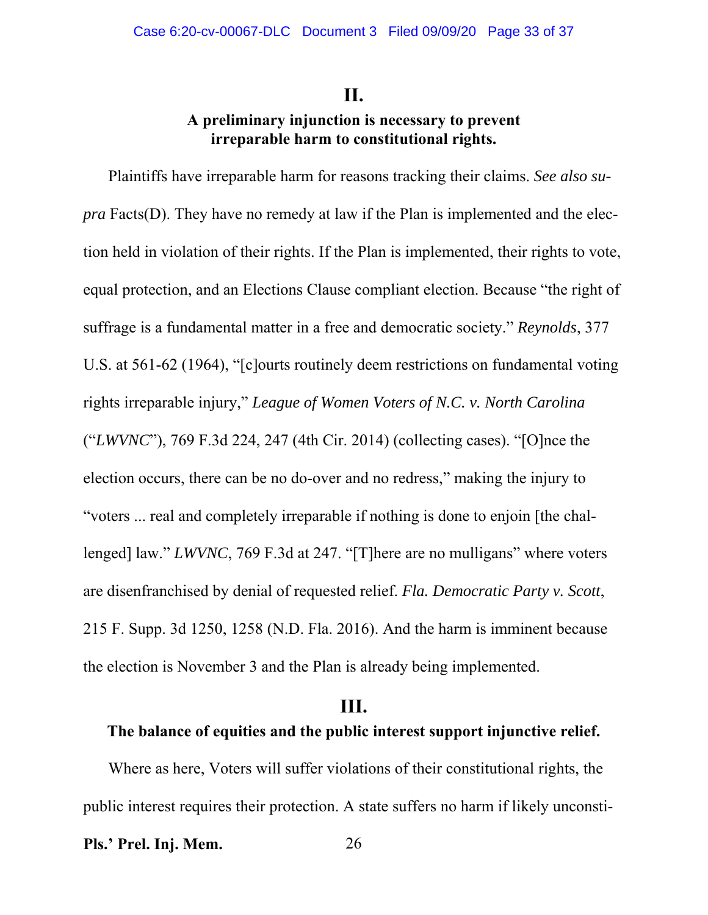## II.

### A preliminary injunction is necessary to prevent irreparable harm to constitutional rights.

Plaintiffs have irreparable harm for reasons tracking their claims. *See also supra* Facts(D). They have no remedy at law if the Plan is implemented and the election held in violation of their rights. If the Plan is implemented, their rights to vote, equal protection, and an Elections Clause compliant election. Because "the right of suffrage is a fundamental matter in a free and democratic society." *Reynolds*, 377 U.S. at 561-62 (1964), "[c]ourts routinely deem restrictions on fundamental voting rights irreparable injury," *League of Women Voters of N.C. v. North Carolina* ("*LWVNC*"), 769 F.3d 224, 247 (4th Cir. 2014) (collecting cases). "[O]nce the election occurs, there can be no do-over and no redress," making the injury to "voters ... real and completely irreparable if nothing is done to enjoin [the challenged] law." *LWVNC*, 769 F.3d at 247. "[T]here are no mulligans" where voters are disenfranchised by denial of requested relief. *Fla. Democratic Party v. Scott*, 215 F. Supp. 3d 1250, 1258 (N.D. Fla. 2016). And the harm is imminent because the election is November 3 and the Plan is already being implemented.

## III.

### The balance of equities and the public interest support injunctive relief.

Where as here, Voters will suffer violations of their constitutional rights, the public interest requires their protection. A state suffers no harm if likely unconsti-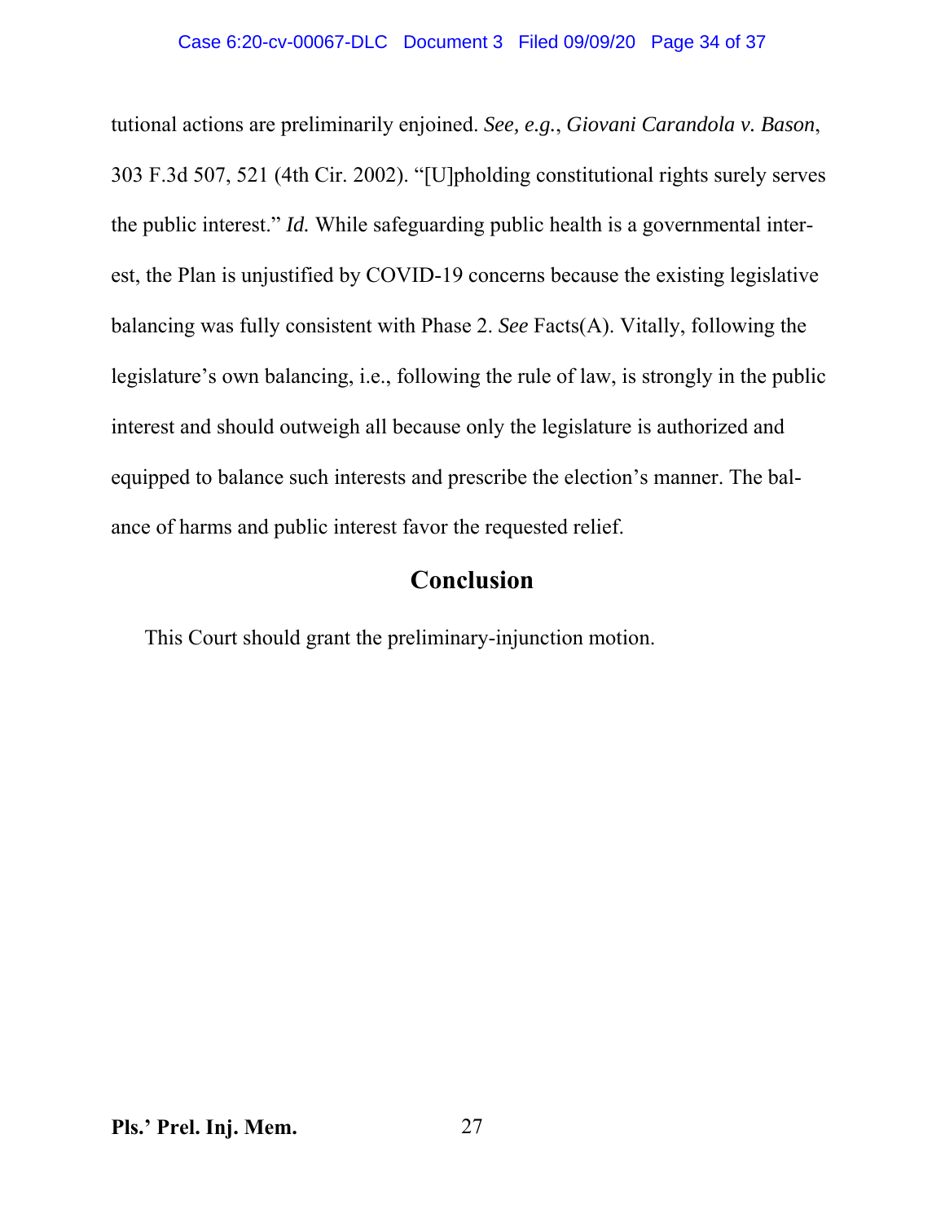tutional actions are preliminarily enjoined. *See, e.g.*, *Giovani Carandola v. Bason*, 303 F.3d 507, 521 (4th Cir. 2002). "[U]pholding constitutional rights surely serves the public interest." *Id.* While safeguarding public health is a governmental interest, the Plan is unjustified by COVID-19 concerns because the existing legislative balancing was fully consistent with Phase 2. *See* Facts(A). Vitally, following the legislature's own balancing, i.e., following the rule of law, is strongly in the public interest and should outweigh all because only the legislature is authorized and equipped to balance such interests and prescribe the election's manner. The balance of harms and public interest favor the requested relief.

## Conclusion

This Court should grant the preliminary-injunction motion.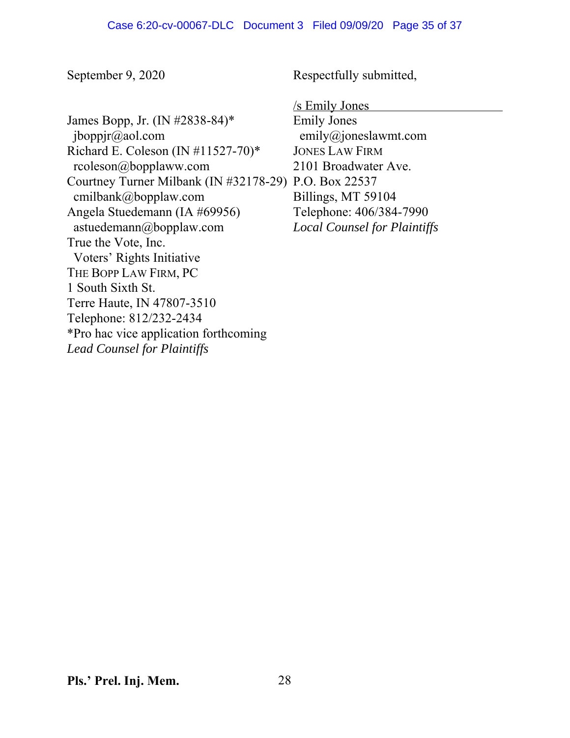September 9, 2020

Respectfully submitted,

/s Emily Jones
Emily Jones
emily@joneslawmt.com
JONES LAW FIRM
2101 Broadwater Ave.
P.O. Box 22537
Billings, MT 59104
Telephone: 406/384-7990
*Local Counsel for Plaintiffs*

James Bopp, Jr. (IN #2838-84)*
jboppjr@aol.com
Richard E. Coleson (IN #11527-70)*
rcoleson@bopplaww.com
Courtney Turner Milbank (IN #32178-29)
cmilbank@bopplaw.com
Angela Stuedemann (IA #69956)
astuedemann@bopplaw.com
True the Vote, Inc.
Voters' Rights Initiative
THE BOPP LAW FIRM, PC
1 South Sixth St.
Terre Haute, IN 47807-3510
Telephone: 812/232-2434
*Pro hac vice application forthcoming
*Lead Counsel for Plaintiffs*

**Pls.' Prel. Inj. Mem.**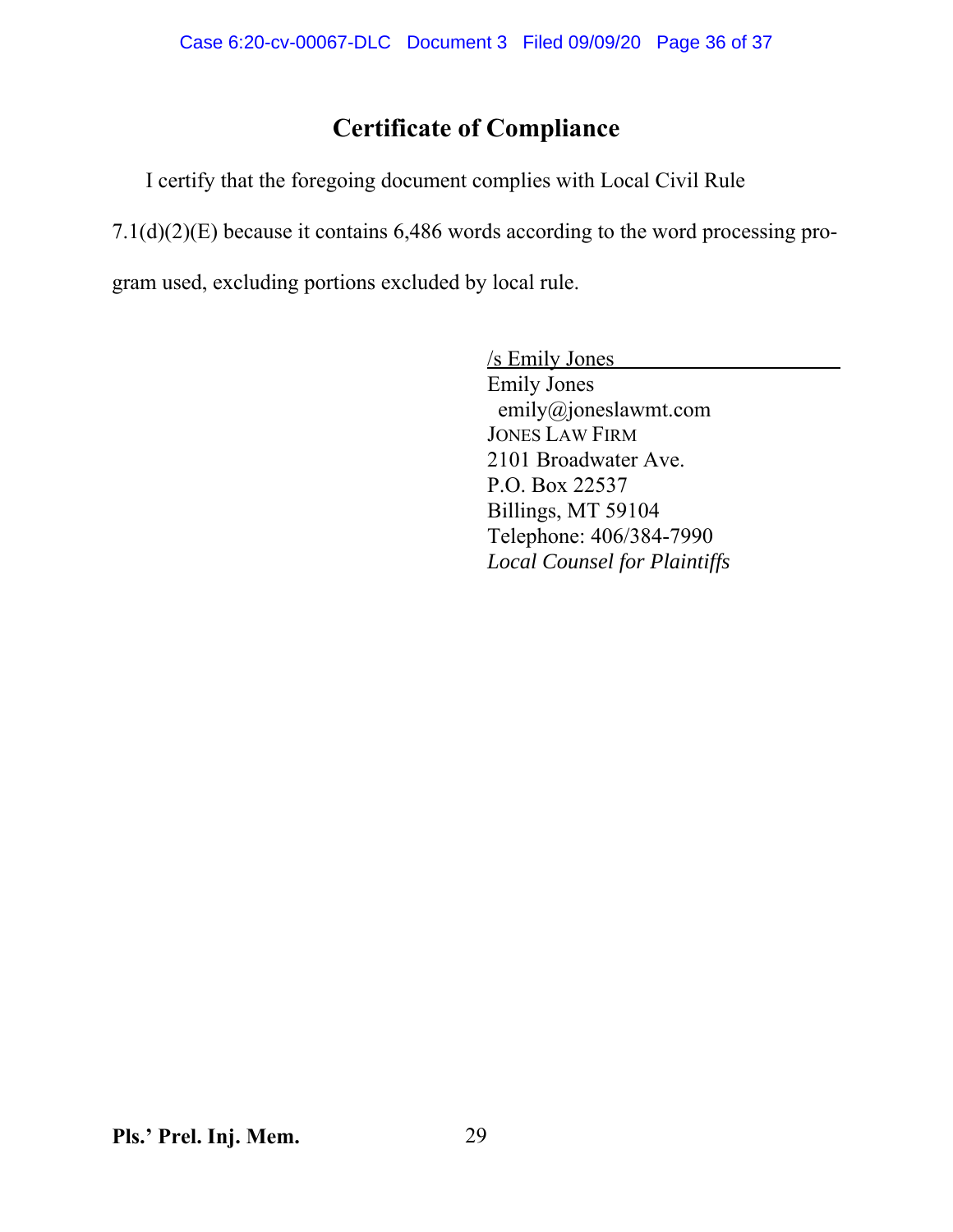# Certificate of Compliance

I certify that the foregoing document complies with Local Civil Rule 7.1(d)(2)(E) because it contains 6,486 words according to the word processing program used, excluding portions excluded by local rule.

/s Emily Jones
Emily Jones
emily@joneslawmt.com
JONES LAW FIRM
2101 Broadwater Ave.
P.O. Box 22537
Billings, MT 59104
Telephone: 406/384-7990
*Local Counsel for Plaintiffs*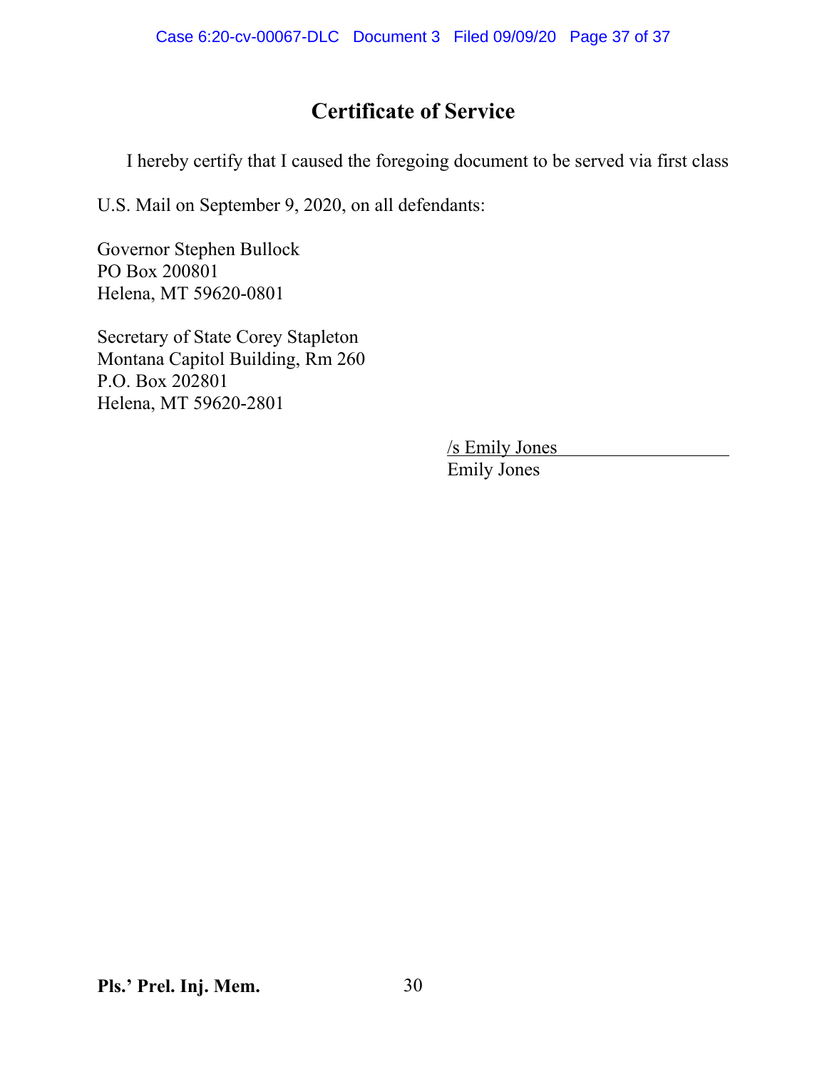# Certificate of Service

I hereby certify that I caused the foregoing document to be served via first class U.S. Mail on September 9, 2020, on all defendants:

Governor Stephen Bullock
PO Box 200801
Helena, MT 59620-0801

Secretary of State Corey Stapleton
Montana Capitol Building, Rm 260
P.O. Box 202801
Helena, MT 59620-2801

/s Emily Jones
Emily Jones